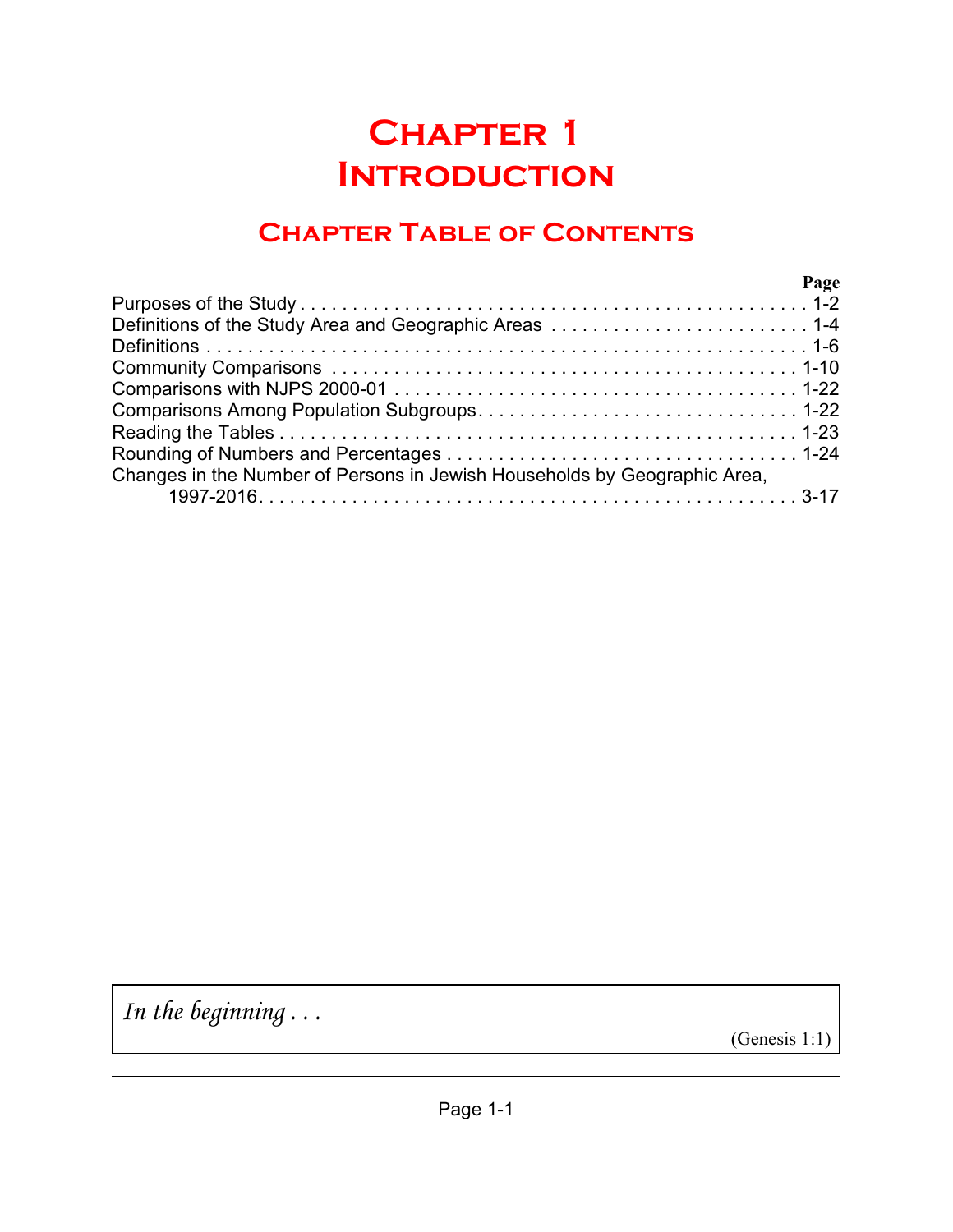# Chapter 1
# Introduction

## Chapter Table of Contents

| | Page |
|---|---|
| Purposes of the Study | 1-2 |
| Definitions of the Study Area and Geographic Areas | 1-4 |
| Definitions | 1-6 |
| Community Comparisons | 1-10 |
| Comparisons with NJPS 2000-01 | 1-22 |
| Comparisons Among Population Subgroups | 1-22 |
| Reading the Tables | 1-23 |
| Rounding of Numbers and Percentages | 1-24 |
| Changes in the Number of Persons in Jewish Households by Geographic Area, 1997-2016 | 3-17 |

*In the beginning . . .*

(Genesis 1:1)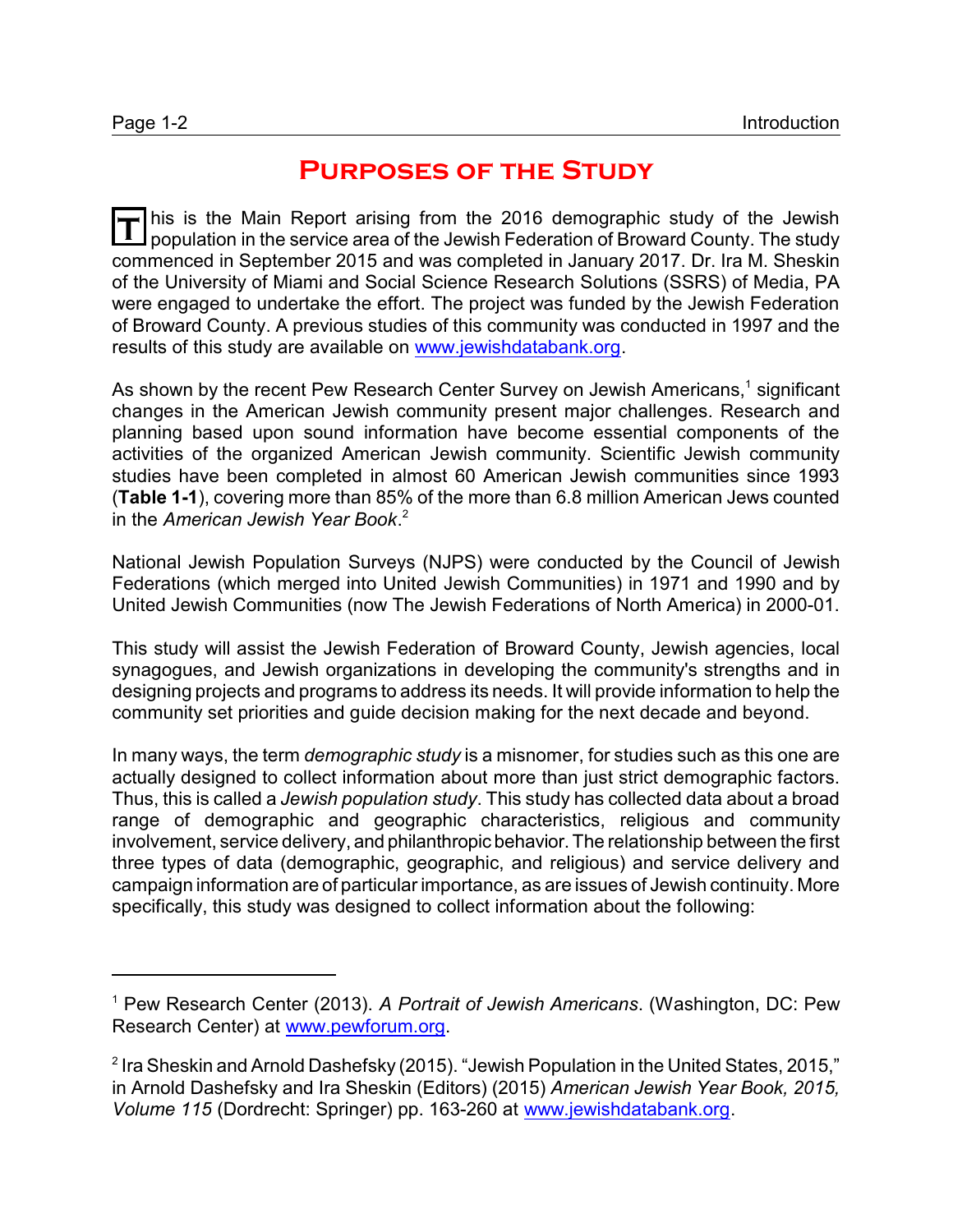# Purposes of the Study

This is the Main Report arising from the 2016 demographic study of the Jewish population in the service area of the Jewish Federation of Broward County. The study commenced in September 2015 and was completed in January 2017. Dr. Ira M. Sheskin of the University of Miami and Social Science Research Solutions (SSRS) of Media, PA were engaged to undertake the effort. The project was funded by the Jewish Federation of Broward County. A previous studies of this community was conducted in 1997 and the results of this study are available on www.jewishdatabank.org.

As shown by the recent Pew Research Center Survey on Jewish Americans,[1] significant changes in the American Jewish community present major challenges. Research and planning based upon sound information have become essential components of the activities of the organized American Jewish community. Scientific Jewish community studies have been completed in almost 60 American Jewish communities since 1993 (**Table 1-1**), covering more than 85% of the more than 6.8 million American Jews counted in the *American Jewish Year Book*.[2]

National Jewish Population Surveys (NJPS) were conducted by the Council of Jewish Federations (which merged into United Jewish Communities) in 1971 and 1990 and by United Jewish Communities (now The Jewish Federations of North America) in 2000-01.

This study will assist the Jewish Federation of Broward County, Jewish agencies, local synagogues, and Jewish organizations in developing the community's strengths and in designing projects and programs to address its needs. It will provide information to help the community set priorities and guide decision making for the next decade and beyond.

In many ways, the term *demographic study* is a misnomer, for studies such as this one are actually designed to collect information about more than just strict demographic factors. Thus, this is called a *Jewish population study*. This study has collected data about a broad range of demographic and geographic characteristics, religious and community involvement, service delivery, and philanthropic behavior. The relationship between the first three types of data (demographic, geographic, and religious) and service delivery and campaign information are of particular importance, as are issues of Jewish continuity. More specifically, this study was designed to collect information about the following:

---

[1] Pew Research Center (2013). *A Portrait of Jewish Americans*. (Washington, DC: Pew Research Center) at www.pewforum.org.

[2] Ira Sheskin and Arnold Dashefsky (2015). "Jewish Population in the United States, 2015," in Arnold Dashefsky and Ira Sheskin (Editors) (2015) *American Jewish Year Book, 2015, Volume 115* (Dordrecht: Springer) pp. 163-260 at www.jewishdatabank.org.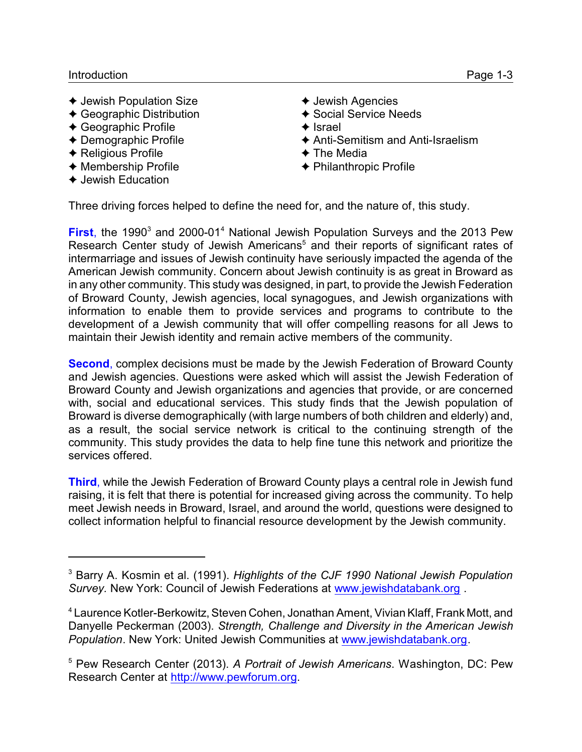- ✦ Jewish Population Size
- ✦ Geographic Distribution
- ✦ Geographic Profile
- ✦ Demographic Profile
- ✦ Religious Profile
- ✦ Membership Profile
- ✦ Jewish Education
- ✦ Jewish Agencies
- ✦ Social Service Needs
- ✦ Israel
- ✦ Anti-Semitism and Anti-Israelism
- ✦ The Media
- ✦ Philanthropic Profile

Three driving forces helped to define the need for, and the nature of, this study.

**First**, the 1990[3] and 2000-01[4] National Jewish Population Surveys and the 2013 Pew Research Center study of Jewish Americans[5] and their reports of significant rates of intermarriage and issues of Jewish continuity have seriously impacted the agenda of the American Jewish community. Concern about Jewish continuity is as great in Broward as in any other community. This study was designed, in part, to provide the Jewish Federation of Broward County, Jewish agencies, local synagogues, and Jewish organizations with information to enable them to provide services and programs to contribute to the development of a Jewish community that will offer compelling reasons for all Jews to maintain their Jewish identity and remain active members of the community.

**Second**, complex decisions must be made by the Jewish Federation of Broward County and Jewish agencies. Questions were asked which will assist the Jewish Federation of Broward County and Jewish organizations and agencies that provide, or are concerned with, social and educational services. This study finds that the Jewish population of Broward is diverse demographically (with large numbers of both children and elderly) and, as a result, the social service network is critical to the continuing strength of the community. This study provides the data to help fine tune this network and prioritize the services offered.

**Third**, while the Jewish Federation of Broward County plays a central role in Jewish fund raising, it is felt that there is potential for increased giving across the community. To help meet Jewish needs in Broward, Israel, and around the world, questions were designed to collect information helpful to financial resource development by the Jewish community.

---

[3] Barry A. Kosmin et al. (1991). *Highlights of the CJF 1990 National Jewish Population Survey.* New York: Council of Jewish Federations at www.jewishdatabank.org .

[4] Laurence Kotler-Berkowitz, Steven Cohen, Jonathan Ament, Vivian Klaff, Frank Mott, and Danyelle Peckerman (2003). *Strength, Challenge and Diversity in the American Jewish Population*. New York: United Jewish Communities at www.jewishdatabank.org.

[5] Pew Research Center (2013). *A Portrait of Jewish Americans*. Washington, DC: Pew Research Center at http://www.pewforum.org.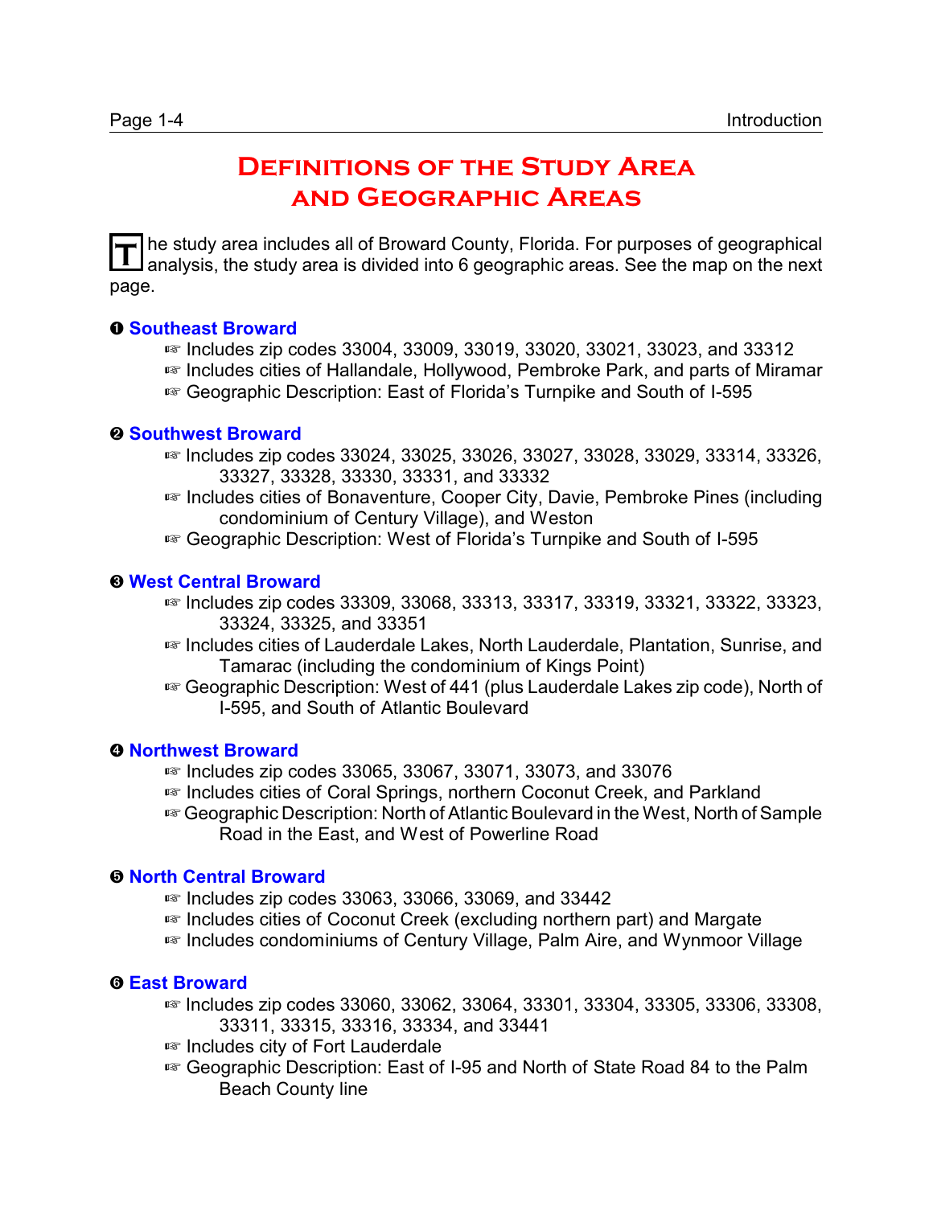# Definitions of the Study Area and Geographic Areas

The study area includes all of Broward County, Florida. For purposes of geographical analysis, the study area is divided into 6 geographic areas. See the map on the next page.

### ❶ Southeast Broward

- ☞ Includes zip codes 33004, 33009, 33019, 33020, 33021, 33023, and 33312
- ☞ Includes cities of Hallandale, Hollywood, Pembroke Park, and parts of Miramar
- ☞ Geographic Description: East of Florida's Turnpike and South of I-595

### ❷ Southwest Broward

- ☞ Includes zip codes 33024, 33025, 33026, 33027, 33028, 33029, 33314, 33326, 33327, 33328, 33330, 33331, and 33332
- ☞ Includes cities of Bonaventure, Cooper City, Davie, Pembroke Pines (including condominium of Century Village), and Weston
- ☞ Geographic Description: West of Florida's Turnpike and South of I-595

### ❸ West Central Broward

- ☞ Includes zip codes 33309, 33068, 33313, 33317, 33319, 33321, 33322, 33323, 33324, 33325, and 33351
- ☞ Includes cities of Lauderdale Lakes, North Lauderdale, Plantation, Sunrise, and Tamarac (including the condominium of Kings Point)
- ☞ Geographic Description: West of 441 (plus Lauderdale Lakes zip code), North of I-595, and South of Atlantic Boulevard

### ❹ Northwest Broward

- ☞ Includes zip codes 33065, 33067, 33071, 33073, and 33076
- ☞ Includes cities of Coral Springs, northern Coconut Creek, and Parkland
- ☞ Geographic Description: North of Atlantic Boulevard in the West, North of Sample Road in the East, and West of Powerline Road

### ❺ North Central Broward

- ☞ Includes zip codes 33063, 33066, 33069, and 33442
- ☞ Includes cities of Coconut Creek (excluding northern part) and Margate
- ☞ Includes condominiums of Century Village, Palm Aire, and Wynmoor Village

### ❻ East Broward

- ☞ Includes zip codes 33060, 33062, 33064, 33301, 33304, 33305, 33306, 33308, 33311, 33315, 33316, 33334, and 33441
- ☞ Includes city of Fort Lauderdale
- ☞ Geographic Description: East of I-95 and North of State Road 84 to the Palm Beach County line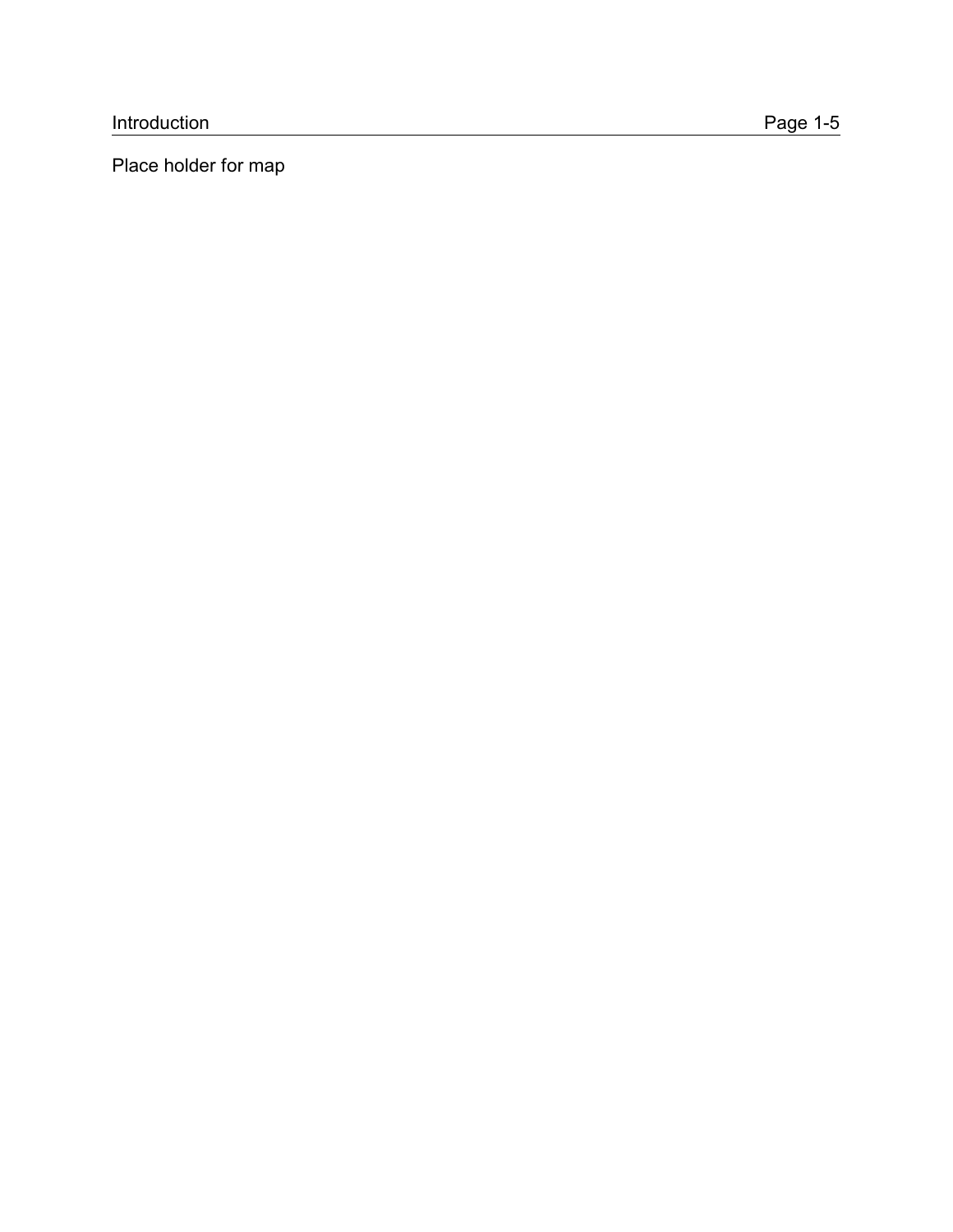Place holder for map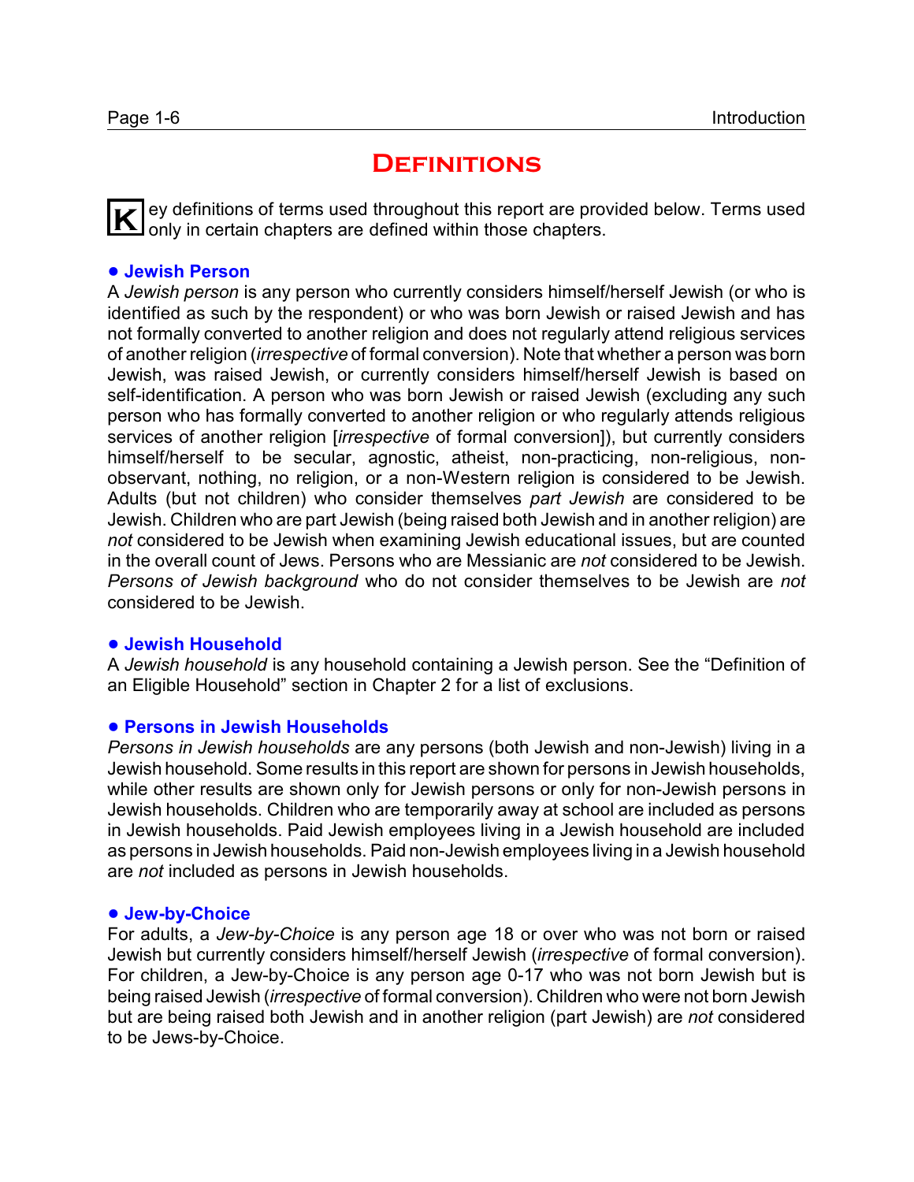# Definitions

Key definitions of terms used throughout this report are provided below. Terms used only in certain chapters are defined within those chapters.

### • Jewish Person

A *Jewish person* is any person who currently considers himself/herself Jewish (or who is identified as such by the respondent) or who was born Jewish or raised Jewish and has not formally converted to another religion and does not regularly attend religious services of another religion (*irrespective* of formal conversion). Note that whether a person was born Jewish, was raised Jewish, or currently considers himself/herself Jewish is based on self-identification. A person who was born Jewish or raised Jewish (excluding any such person who has formally converted to another religion or who regularly attends religious services of another religion [*irrespective* of formal conversion]), but currently considers himself/herself to be secular, agnostic, atheist, non-practicing, non-religious, non-observant, nothing, no religion, or a non-Western religion is considered to be Jewish. Adults (but not children) who consider themselves *part Jewish* are considered to be Jewish. Children who are part Jewish (being raised both Jewish and in another religion) are *not* considered to be Jewish when examining Jewish educational issues, but are counted in the overall count of Jews. Persons who are Messianic are *not* considered to be Jewish. *Persons of Jewish background* who do not consider themselves to be Jewish are *not* considered to be Jewish.

### • Jewish Household

A *Jewish household* is any household containing a Jewish person. See the "Definition of an Eligible Household" section in Chapter 2 for a list of exclusions.

### • Persons in Jewish Households

*Persons in Jewish households* are any persons (both Jewish and non-Jewish) living in a Jewish household. Some results in this report are shown for persons in Jewish households, while other results are shown only for Jewish persons or only for non-Jewish persons in Jewish households. Children who are temporarily away at school are included as persons in Jewish households. Paid Jewish employees living in a Jewish household are included as persons in Jewish households. Paid non-Jewish employees living in a Jewish household are *not* included as persons in Jewish households.

### • Jew-by-Choice

For adults, a *Jew-by-Choice* is any person age 18 or over who was not born or raised Jewish but currently considers himself/herself Jewish (*irrespective* of formal conversion). For children, a Jew-by-Choice is any person age 0-17 who was not born Jewish but is being raised Jewish (*irrespective* of formal conversion). Children who were not born Jewish but are being raised both Jewish and in another religion (part Jewish) are *not* considered to be Jews-by-Choice.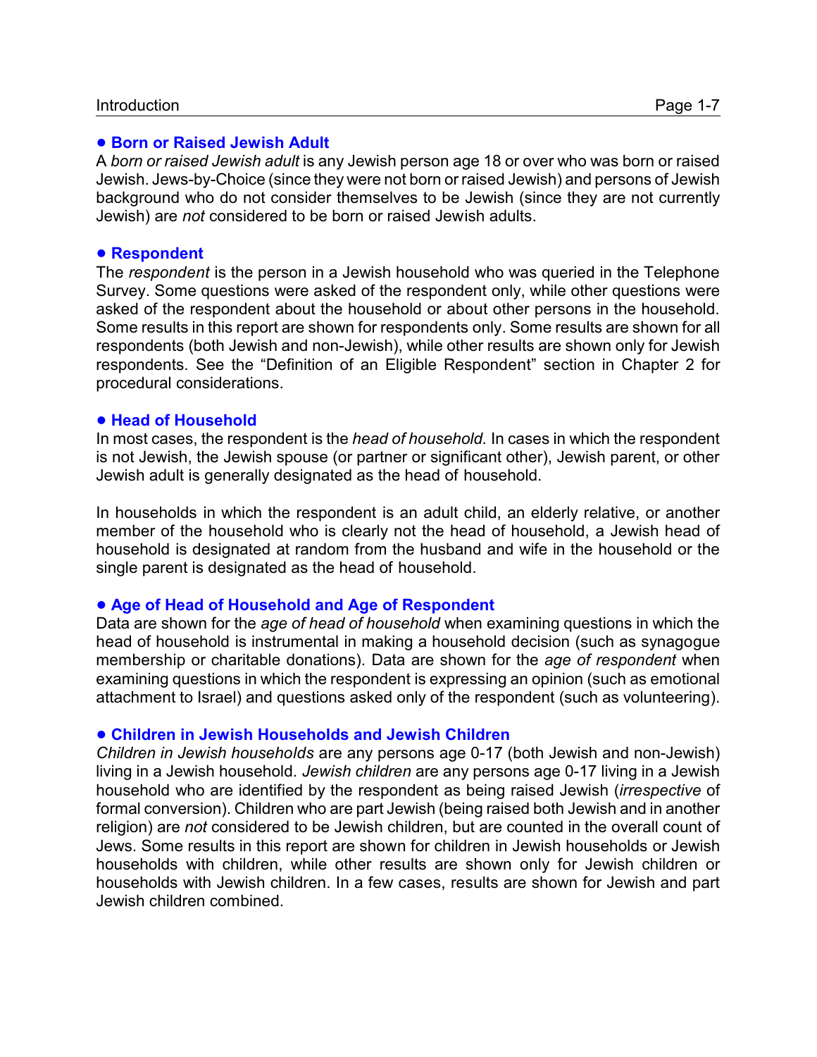### • Born or Raised Jewish Adult

A *born or raised Jewish adult* is any Jewish person age 18 or over who was born or raised Jewish. Jews-by-Choice (since they were not born or raised Jewish) and persons of Jewish background who do not consider themselves to be Jewish (since they are not currently Jewish) are *not* considered to be born or raised Jewish adults.

### • Respondent

The *respondent* is the person in a Jewish household who was queried in the Telephone Survey. Some questions were asked of the respondent only, while other questions were asked of the respondent about the household or about other persons in the household. Some results in this report are shown for respondents only. Some results are shown for all respondents (both Jewish and non-Jewish), while other results are shown only for Jewish respondents. See the "Definition of an Eligible Respondent" section in Chapter 2 for procedural considerations.

### • Head of Household

In most cases, the respondent is the *head of household.* In cases in which the respondent is not Jewish, the Jewish spouse (or partner or significant other), Jewish parent, or other Jewish adult is generally designated as the head of household.

In households in which the respondent is an adult child, an elderly relative, or another member of the household who is clearly not the head of household, a Jewish head of household is designated at random from the husband and wife in the household or the single parent is designated as the head of household.

### • Age of Head of Household and Age of Respondent

Data are shown for the *age of head of household* when examining questions in which the head of household is instrumental in making a household decision (such as synagogue membership or charitable donations). Data are shown for the *age of respondent* when examining questions in which the respondent is expressing an opinion (such as emotional attachment to Israel) and questions asked only of the respondent (such as volunteering).

### • Children in Jewish Households and Jewish Children

*Children in Jewish households* are any persons age 0-17 (both Jewish and non-Jewish) living in a Jewish household. *Jewish children* are any persons age 0-17 living in a Jewish household who are identified by the respondent as being raised Jewish (*irrespective* of formal conversion). Children who are part Jewish (being raised both Jewish and in another religion) are *not* considered to be Jewish children, but are counted in the overall count of Jews. Some results in this report are shown for children in Jewish households or Jewish households with children, while other results are shown only for Jewish children or households with Jewish children. In a few cases, results are shown for Jewish and part Jewish children combined.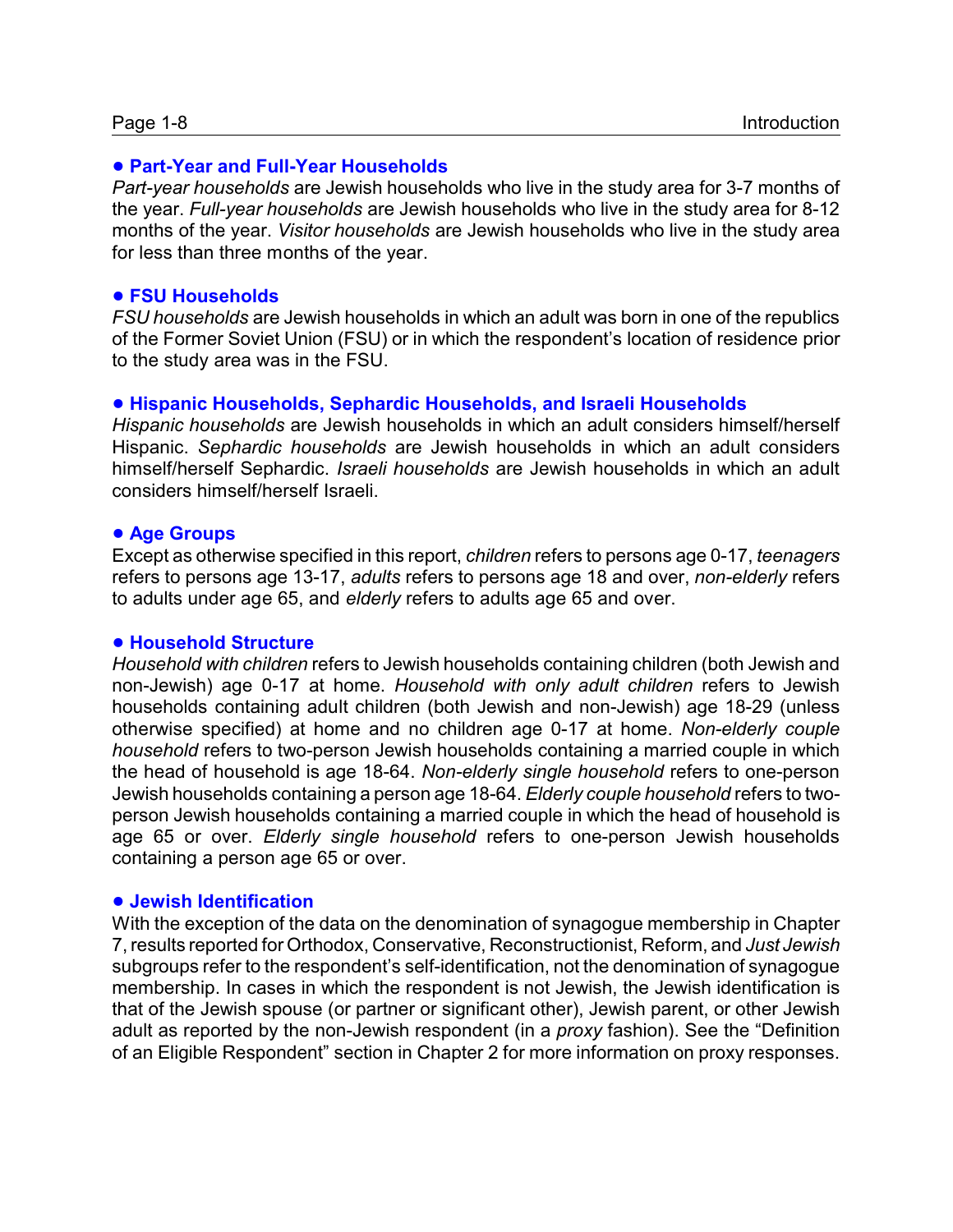### • Part-Year and Full-Year Households

*Part-year households* are Jewish households who live in the study area for 3-7 months of the year. *Full-year households* are Jewish households who live in the study area for 8-12 months of the year. *Visitor households* are Jewish households who live in the study area for less than three months of the year.

### • FSU Households

*FSU households* are Jewish households in which an adult was born in one of the republics of the Former Soviet Union (FSU) or in which the respondent's location of residence prior to the study area was in the FSU.

### • Hispanic Households, Sephardic Households, and Israeli Households

*Hispanic households* are Jewish households in which an adult considers himself/herself Hispanic. *Sephardic households* are Jewish households in which an adult considers himself/herself Sephardic. *Israeli households* are Jewish households in which an adult considers himself/herself Israeli.

### • Age Groups

Except as otherwise specified in this report, *children* refers to persons age 0-17, *teenagers* refers to persons age 13-17, *adults* refers to persons age 18 and over, *non-elderly* refers to adults under age 65, and *elderly* refers to adults age 65 and over.

### • Household Structure

*Household with children* refers to Jewish households containing children (both Jewish and non-Jewish) age 0-17 at home. *Household with only adult children* refers to Jewish households containing adult children (both Jewish and non-Jewish) age 18-29 (unless otherwise specified) at home and no children age 0-17 at home. *Non-elderly couple household* refers to two-person Jewish households containing a married couple in which the head of household is age 18-64. *Non-elderly single household* refers to one-person Jewish households containing a person age 18-64. *Elderly couple household* refers to two-person Jewish households containing a married couple in which the head of household is age 65 or over. *Elderly single household* refers to one-person Jewish households containing a person age 65 or over.

### • Jewish Identification

With the exception of the data on the denomination of synagogue membership in Chapter 7, results reported for Orthodox, Conservative, Reconstructionist, Reform, and *Just Jewish* subgroups refer to the respondent's self-identification, not the denomination of synagogue membership. In cases in which the respondent is not Jewish, the Jewish identification is that of the Jewish spouse (or partner or significant other), Jewish parent, or other Jewish adult as reported by the non-Jewish respondent (in a *proxy* fashion). See the "Definition of an Eligible Respondent" section in Chapter 2 for more information on proxy responses.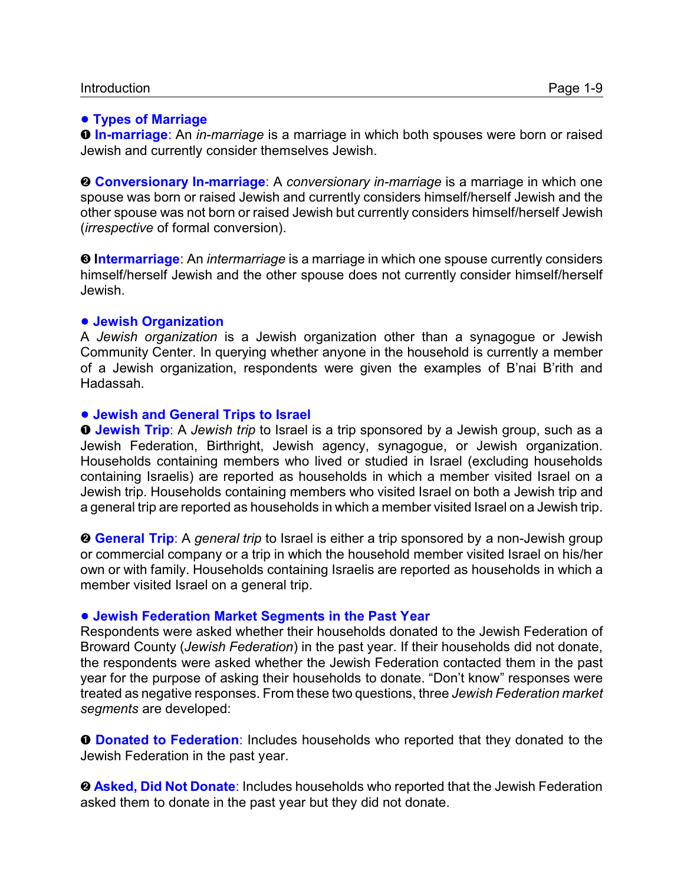## • Types of Marriage

❶ **In-marriage**: An *in-marriage* is a marriage in which both spouses were born or raised Jewish and currently consider themselves Jewish.

❷ **Conversionary In-marriage**: A *conversionary in-marriage* is a marriage in which one spouse was born or raised Jewish and currently considers himself/herself Jewish and the other spouse was not born or raised Jewish but currently considers himself/herself Jewish (*irrespective* of formal conversion).

❸ **Intermarriage**: An *intermarriage* is a marriage in which one spouse currently considers himself/herself Jewish and the other spouse does not currently consider himself/herself Jewish.

## • Jewish Organization

A *Jewish organization* is a Jewish organization other than a synagogue or Jewish Community Center. In querying whether anyone in the household is currently a member of a Jewish organization, respondents were given the examples of B'nai B'rith and Hadassah.

## • Jewish and General Trips to Israel

❶ **Jewish Trip**: A *Jewish trip* to Israel is a trip sponsored by a Jewish group, such as a Jewish Federation, Birthright, Jewish agency, synagogue, or Jewish organization. Households containing members who lived or studied in Israel (excluding households containing Israelis) are reported as households in which a member visited Israel on a Jewish trip. Households containing members who visited Israel on both a Jewish trip and a general trip are reported as households in which a member visited Israel on a Jewish trip.

❷ **General Trip**: A *general trip* to Israel is either a trip sponsored by a non-Jewish group or commercial company or a trip in which the household member visited Israel on his/her own or with family. Households containing Israelis are reported as households in which a member visited Israel on a general trip.

## • Jewish Federation Market Segments in the Past Year

Respondents were asked whether their households donated to the Jewish Federation of Broward County (*Jewish Federation*) in the past year. If their households did not donate, the respondents were asked whether the Jewish Federation contacted them in the past year for the purpose of asking their households to donate. "Don't know" responses were treated as negative responses. From these two questions, three *Jewish Federation market segments* are developed:

❶ **Donated to Federation**: Includes households who reported that they donated to the Jewish Federation in the past year.

❷ **Asked, Did Not Donate**: Includes households who reported that the Jewish Federation asked them to donate in the past year but they did not donate.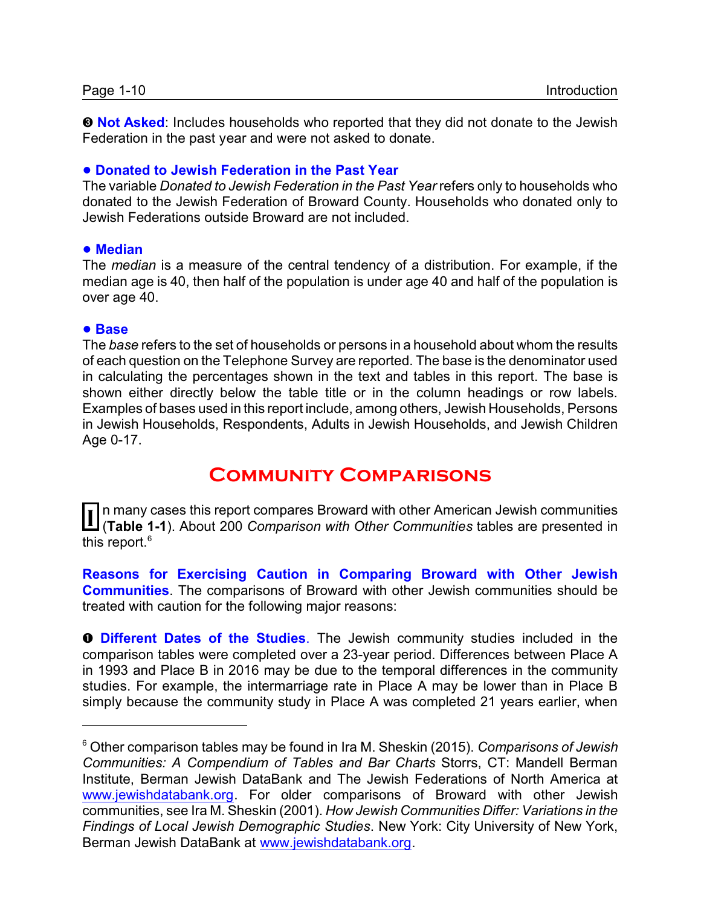❸ **Not Asked**: Includes households who reported that they did not donate to the Jewish Federation in the past year and were not asked to donate.

**● Donated to Jewish Federation in the Past Year**

The variable *Donated to Jewish Federation in the Past Year* refers only to households who donated to the Jewish Federation of Broward County. Households who donated only to Jewish Federations outside Broward are not included.

**● Median**

The *median* is a measure of the central tendency of a distribution. For example, if the median age is 40, then half of the population is under age 40 and half of the population is over age 40.

**● Base**

The *base* refers to the set of households or persons in a household about whom the results of each question on the Telephone Survey are reported. The base is the denominator used in calculating the percentages shown in the text and tables in this report. The base is shown either directly below the table title or in the column headings or row labels. Examples of bases used in this report include, among others, Jewish Households, Persons in Jewish Households, Respondents, Adults in Jewish Households, and Jewish Children Age 0-17.

## Community Comparisons

In many cases this report compares Broward with other American Jewish communities (**Table 1-1**). About 200 *Comparison with Other Communities* tables are presented in this report.[6]

**Reasons for Exercising Caution in Comparing Broward with Other Jewish Communities**. The comparisons of Broward with other Jewish communities should be treated with caution for the following major reasons:

❶ **Different Dates of the Studies**. The Jewish community studies included in the comparison tables were completed over a 23-year period. Differences between Place A in 1993 and Place B in 2016 may be due to the temporal differences in the community studies. For example, the intermarriage rate in Place A may be lower than in Place B simply because the community study in Place A was completed 21 years earlier, when

---

[6] Other comparison tables may be found in Ira M. Sheskin (2015). *Comparisons of Jewish Communities: A Compendium of Tables and Bar Charts* Storrs, CT: Mandell Berman Institute, Berman Jewish DataBank and The Jewish Federations of North America at www.jewishdatabank.org. For older comparisons of Broward with other Jewish communities, see Ira M. Sheskin (2001). *How Jewish Communities Differ: Variations in the Findings of Local Jewish Demographic Studies*. New York: City University of New York, Berman Jewish DataBank at www.jewishdatabank.org.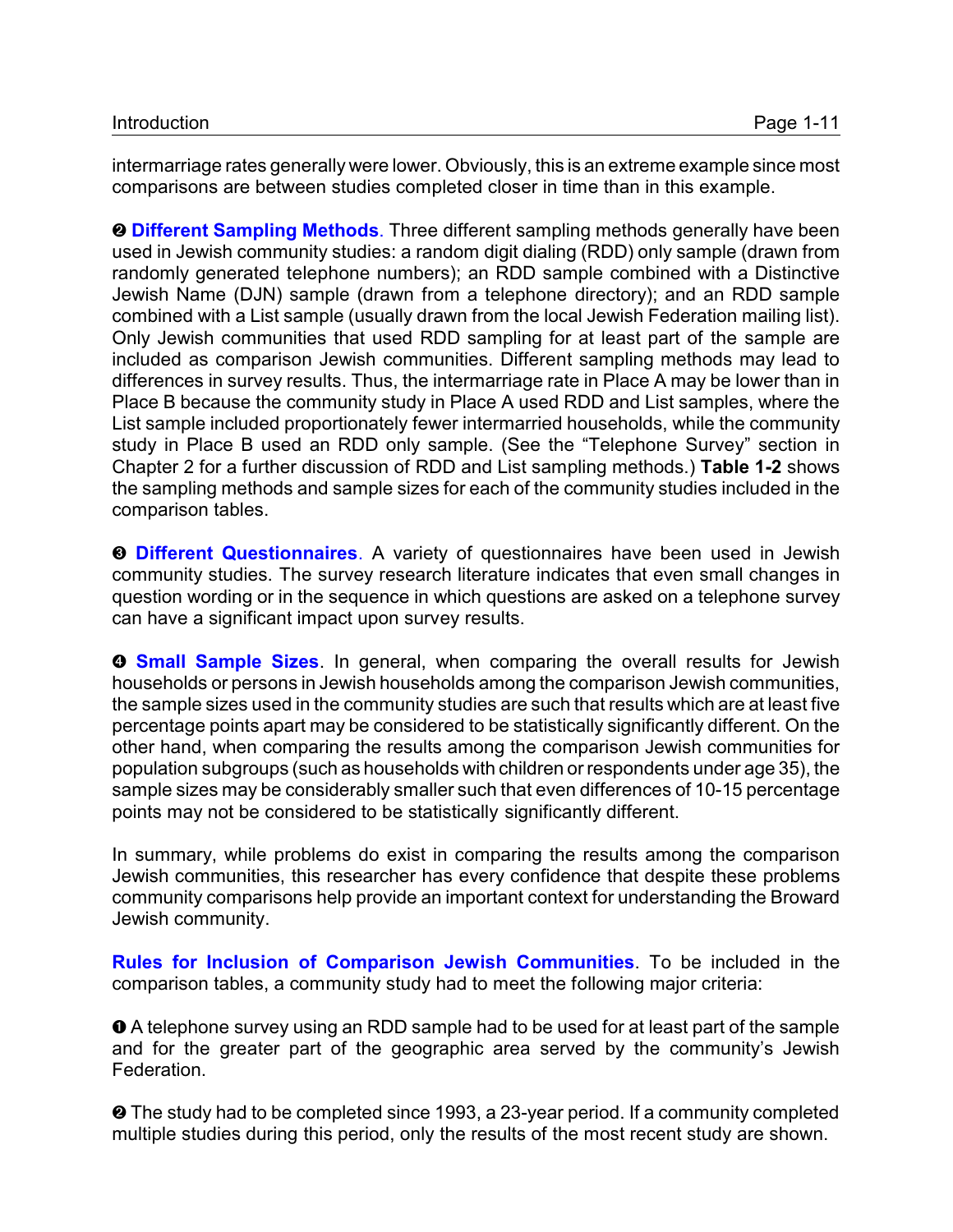intermarriage rates generally were lower. Obviously, this is an extreme example since most comparisons are between studies completed closer in time than in this example.

❷ **Different Sampling Methods**. Three different sampling methods generally have been used in Jewish community studies: a random digit dialing (RDD) only sample (drawn from randomly generated telephone numbers); an RDD sample combined with a Distinctive Jewish Name (DJN) sample (drawn from a telephone directory); and an RDD sample combined with a List sample (usually drawn from the local Jewish Federation mailing list). Only Jewish communities that used RDD sampling for at least part of the sample are included as comparison Jewish communities. Different sampling methods may lead to differences in survey results. Thus, the intermarriage rate in Place A may be lower than in Place B because the community study in Place A used RDD and List samples, where the List sample included proportionately fewer intermarried households, while the community study in Place B used an RDD only sample. (See the "Telephone Survey" section in Chapter 2 for a further discussion of RDD and List sampling methods.) **Table 1-2** shows the sampling methods and sample sizes for each of the community studies included in the comparison tables.

❸ **Different Questionnaires**. A variety of questionnaires have been used in Jewish community studies. The survey research literature indicates that even small changes in question wording or in the sequence in which questions are asked on a telephone survey can have a significant impact upon survey results.

❹ **Small Sample Sizes**. In general, when comparing the overall results for Jewish households or persons in Jewish households among the comparison Jewish communities, the sample sizes used in the community studies are such that results which are at least five percentage points apart may be considered to be statistically significantly different. On the other hand, when comparing the results among the comparison Jewish communities for population subgroups (such as households with children or respondents under age 35), the sample sizes may be considerably smaller such that even differences of 10-15 percentage points may not be considered to be statistically significantly different.

In summary, while problems do exist in comparing the results among the comparison Jewish communities, this researcher has every confidence that despite these problems community comparisons help provide an important context for understanding the Broward Jewish community.

**Rules for Inclusion of Comparison Jewish Communities**. To be included in the comparison tables, a community study had to meet the following major criteria:

❶ A telephone survey using an RDD sample had to be used for at least part of the sample and for the greater part of the geographic area served by the community's Jewish Federation.

❷ The study had to be completed since 1993, a 23-year period. If a community completed multiple studies during this period, only the results of the most recent study are shown.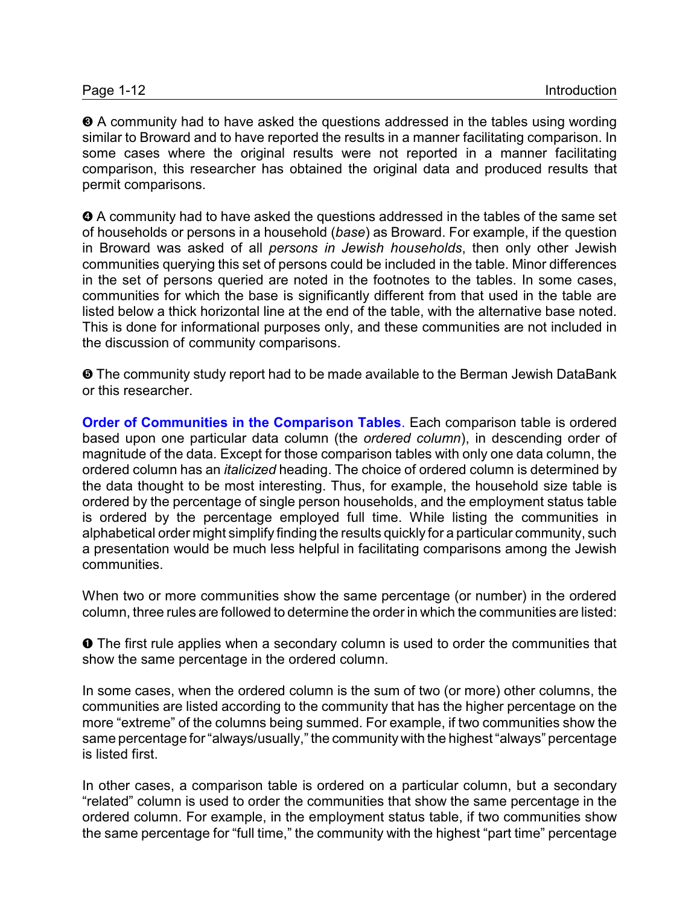❸ A community had to have asked the questions addressed in the tables using wording similar to Broward and to have reported the results in a manner facilitating comparison. In some cases where the original results were not reported in a manner facilitating comparison, this researcher has obtained the original data and produced results that permit comparisons.

❹ A community had to have asked the questions addressed in the tables of the same set of households or persons in a household (*base*) as Broward. For example, if the question in Broward was asked of all *persons in Jewish households*, then only other Jewish communities querying this set of persons could be included in the table. Minor differences in the set of persons queried are noted in the footnotes to the tables. In some cases, communities for which the base is significantly different from that used in the table are listed below a thick horizontal line at the end of the table, with the alternative base noted. This is done for informational purposes only, and these communities are not included in the discussion of community comparisons.

❺ The community study report had to be made available to the Berman Jewish DataBank or this researcher.

**Order of Communities in the Comparison Tables**. Each comparison table is ordered based upon one particular data column (the *ordered column*), in descending order of magnitude of the data. Except for those comparison tables with only one data column, the ordered column has an *italicized* heading. The choice of ordered column is determined by the data thought to be most interesting. Thus, for example, the household size table is ordered by the percentage of single person households, and the employment status table is ordered by the percentage employed full time. While listing the communities in alphabetical order might simplify finding the results quickly for a particular community, such a presentation would be much less helpful in facilitating comparisons among the Jewish communities.

When two or more communities show the same percentage (or number) in the ordered column, three rules are followed to determine the order in which the communities are listed:

❶ The first rule applies when a secondary column is used to order the communities that show the same percentage in the ordered column.

In some cases, when the ordered column is the sum of two (or more) other columns, the communities are listed according to the community that has the higher percentage on the more "extreme" of the columns being summed. For example, if two communities show the same percentage for "always/usually," the community with the highest "always" percentage is listed first.

In other cases, a comparison table is ordered on a particular column, but a secondary "related" column is used to order the communities that show the same percentage in the ordered column. For example, in the employment status table, if two communities show the same percentage for "full time," the community with the highest "part time" percentage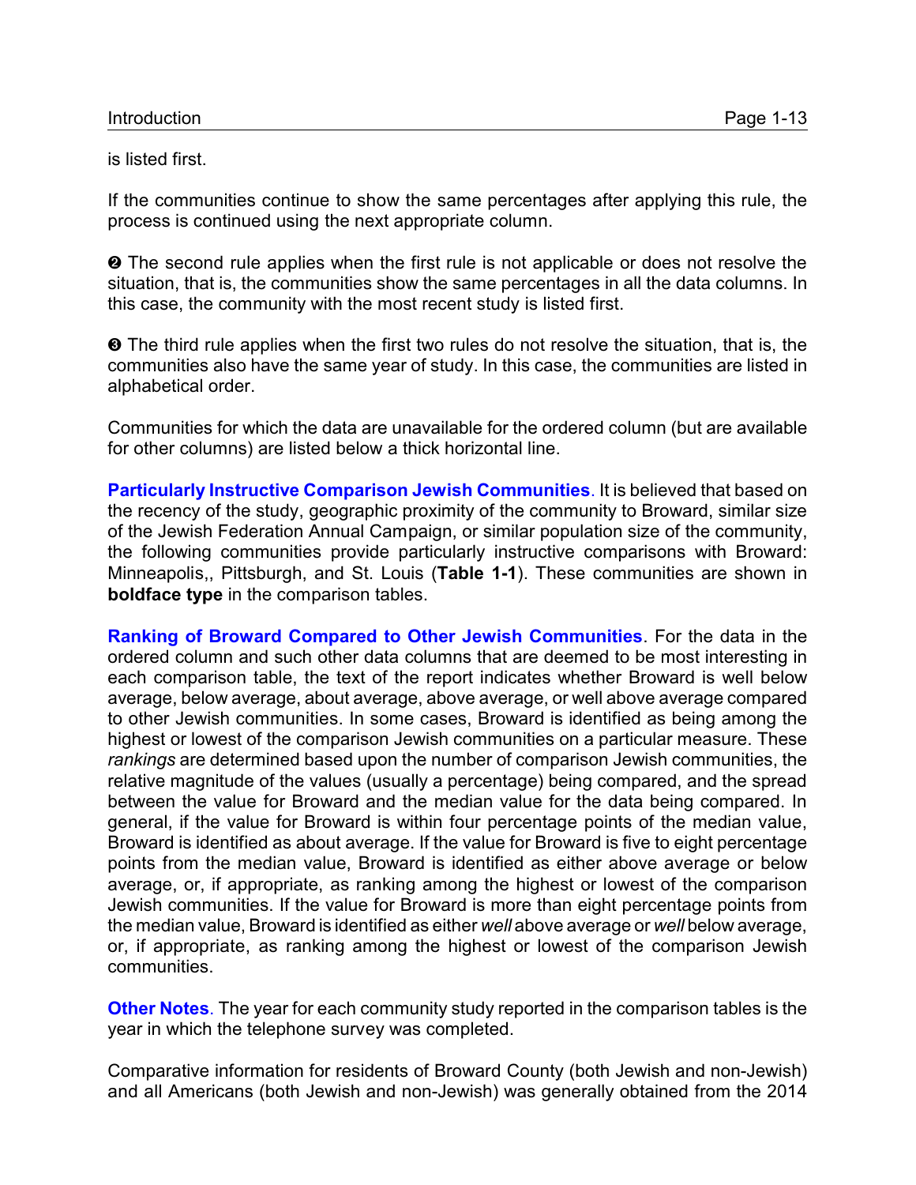is listed first.

If the communities continue to show the same percentages after applying this rule, the process is continued using the next appropriate column.

❷ The second rule applies when the first rule is not applicable or does not resolve the situation, that is, the communities show the same percentages in all the data columns. In this case, the community with the most recent study is listed first.

❸ The third rule applies when the first two rules do not resolve the situation, that is, the communities also have the same year of study. In this case, the communities are listed in alphabetical order.

Communities for which the data are unavailable for the ordered column (but are available for other columns) are listed below a thick horizontal line.

**Particularly Instructive Comparison Jewish Communities**. It is believed that based on the recency of the study, geographic proximity of the community to Broward, similar size of the Jewish Federation Annual Campaign, or similar population size of the community, the following communities provide particularly instructive comparisons with Broward: Minneapolis,, Pittsburgh, and St. Louis (**Table 1-1**). These communities are shown in **boldface type** in the comparison tables.

**Ranking of Broward Compared to Other Jewish Communities**. For the data in the ordered column and such other data columns that are deemed to be most interesting in each comparison table, the text of the report indicates whether Broward is well below average, below average, about average, above average, or well above average compared to other Jewish communities. In some cases, Broward is identified as being among the highest or lowest of the comparison Jewish communities on a particular measure. These *rankings* are determined based upon the number of comparison Jewish communities, the relative magnitude of the values (usually a percentage) being compared, and the spread between the value for Broward and the median value for the data being compared. In general, if the value for Broward is within four percentage points of the median value, Broward is identified as about average. If the value for Broward is five to eight percentage points from the median value, Broward is identified as either above average or below average, or, if appropriate, as ranking among the highest or lowest of the comparison Jewish communities. If the value for Broward is more than eight percentage points from the median value, Broward is identified as either *well* above average or *well* below average, or, if appropriate, as ranking among the highest or lowest of the comparison Jewish communities.

**Other Notes**. The year for each community study reported in the comparison tables is the year in which the telephone survey was completed.

Comparative information for residents of Broward County (both Jewish and non-Jewish) and all Americans (both Jewish and non-Jewish) was generally obtained from the 2014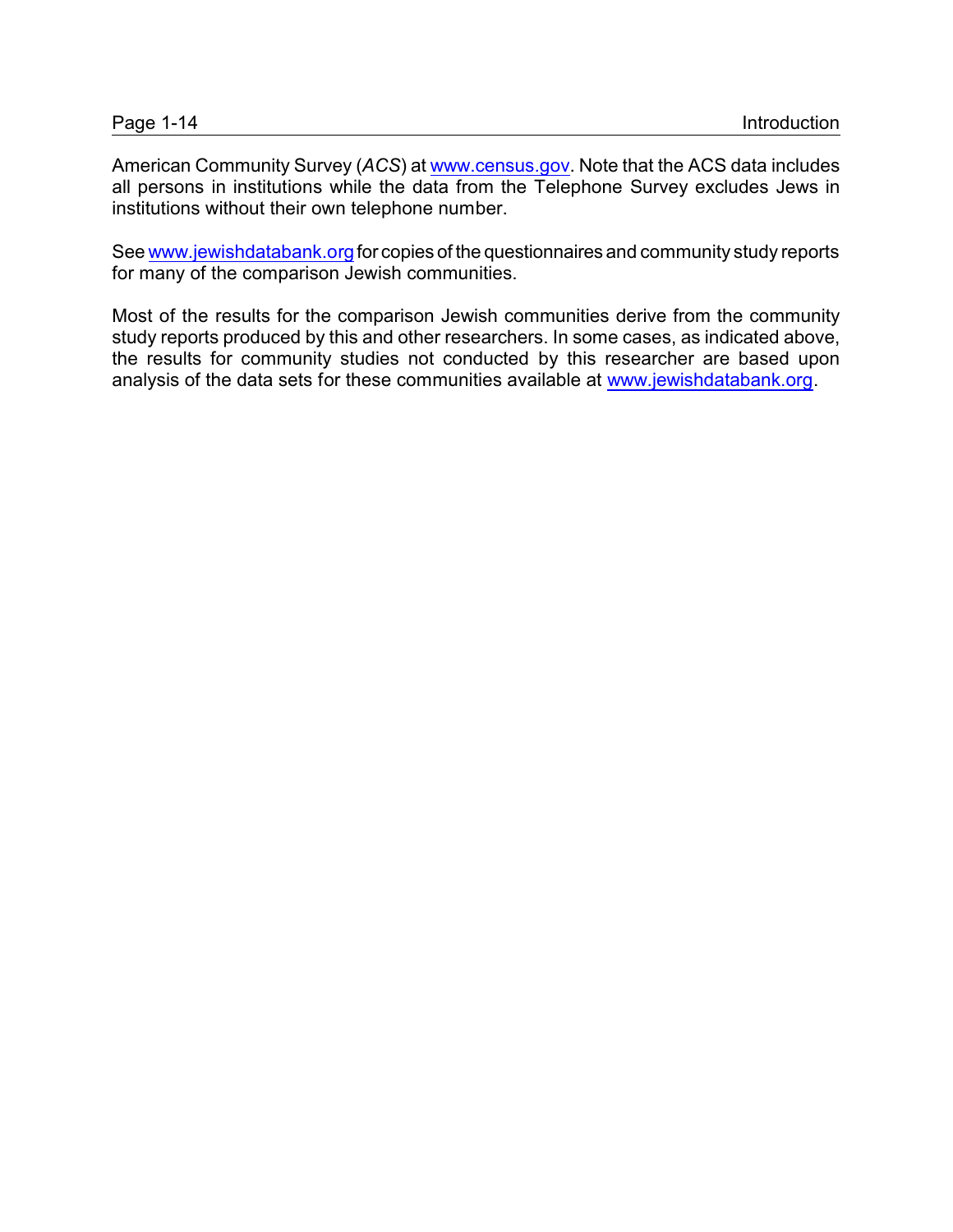American Community Survey (*ACS*) at www.census.gov. Note that the ACS data includes all persons in institutions while the data from the Telephone Survey excludes Jews in institutions without their own telephone number.

See www.jewishdatabank.org for copies of the questionnaires and community study reports for many of the comparison Jewish communities.

Most of the results for the comparison Jewish communities derive from the community study reports produced by this and other researchers. In some cases, as indicated above, the results for community studies not conducted by this researcher are based upon analysis of the data sets for these communities available at www.jewishdatabank.org.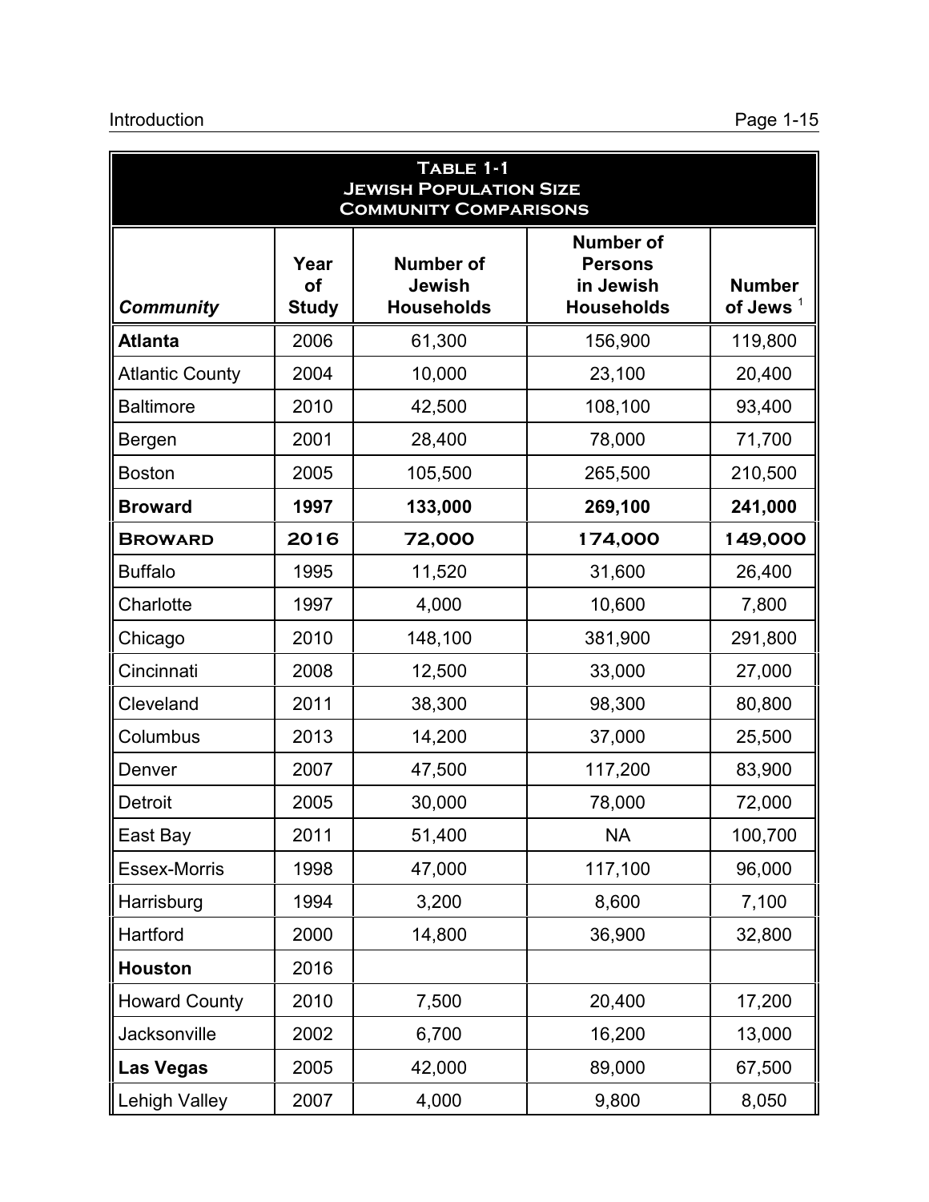**Table 1-1**
**Jewish Population Size**
**Community Comparisons**

| *Community* | Year of Study | Number of Jewish Households | Number of Persons in Jewish Households | Number of Jews [1] |
|---|---|---|---|---|
| **Atlanta** | 2006 | 61,300 | 156,900 | 119,800 |
| Atlantic County | 2004 | 10,000 | 23,100 | 20,400 |
| Baltimore | 2010 | 42,500 | 108,100 | 93,400 |
| Bergen | 2001 | 28,400 | 78,000 | 71,700 |
| Boston | 2005 | 105,500 | 265,500 | 210,500 |
| **Broward** | **1997** | **133,000** | **269,100** | **241,000** |
| **Broward** | **2016** | **72,000** | **174,000** | **149,000** |
| Buffalo | 1995 | 11,520 | 31,600 | 26,400 |
| Charlotte | 1997 | 4,000 | 10,600 | 7,800 |
| Chicago | 2010 | 148,100 | 381,900 | 291,800 |
| Cincinnati | 2008 | 12,500 | 33,000 | 27,000 |
| Cleveland | 2011 | 38,300 | 98,300 | 80,800 |
| Columbus | 2013 | 14,200 | 37,000 | 25,500 |
| Denver | 2007 | 47,500 | 117,200 | 83,900 |
| Detroit | 2005 | 30,000 | 78,000 | 72,000 |
| East Bay | 2011 | 51,400 | NA | 100,700 |
| Essex-Morris | 1998 | 47,000 | 117,100 | 96,000 |
| Harrisburg | 1994 | 3,200 | 8,600 | 7,100 |
| Hartford | 2000 | 14,800 | 36,900 | 32,800 |
| **Houston** | 2016 | | | |
| Howard County | 2010 | 7,500 | 20,400 | 17,200 |
| Jacksonville | 2002 | 6,700 | 16,200 | 13,000 |
| **Las Vegas** | 2005 | 42,000 | 89,000 | 67,500 |
| Lehigh Valley | 2007 | 4,000 | 9,800 | 8,050 |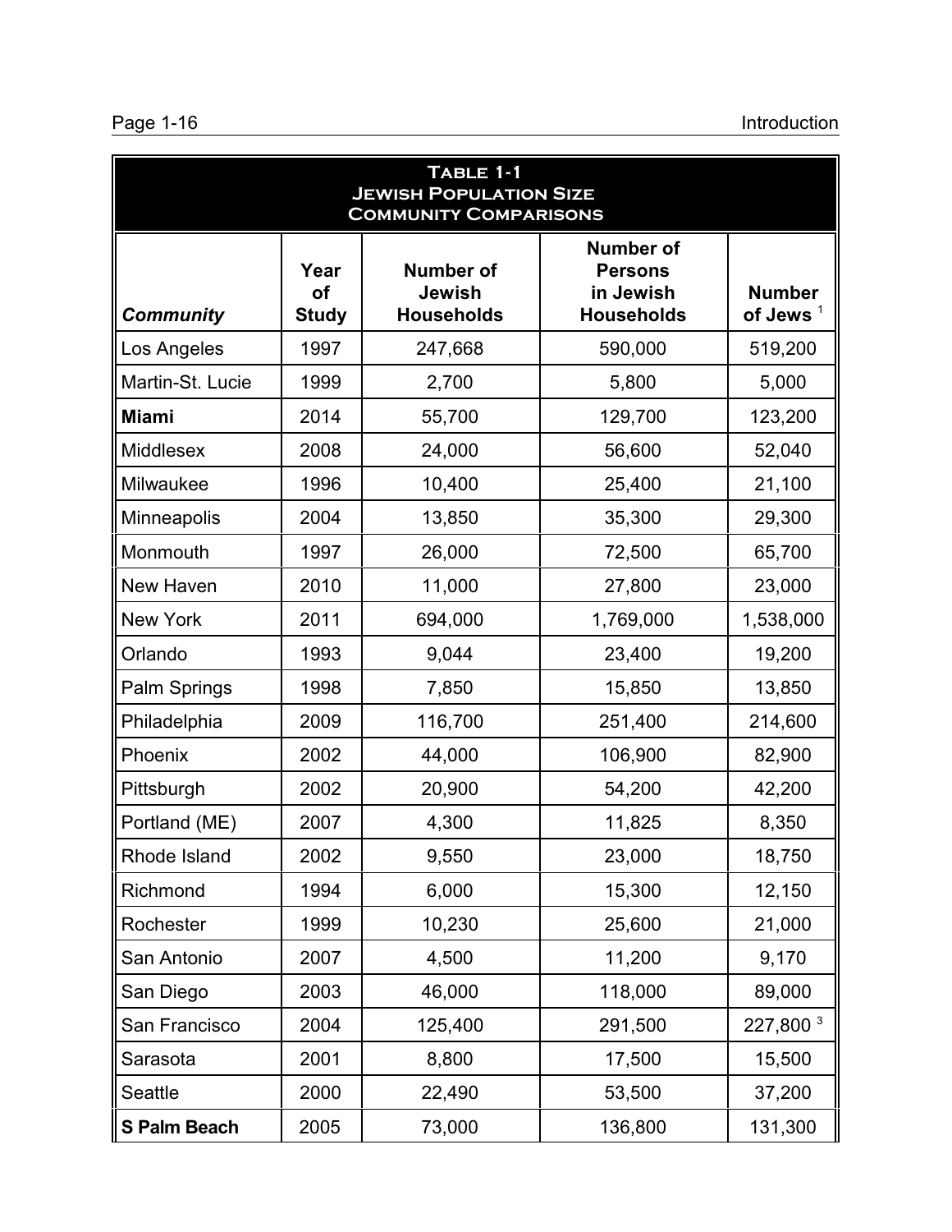**Table 1-1**
**Jewish Population Size**
**Community Comparisons**

| *Community* | Year of Study | Number of Jewish Households | Number of Persons in Jewish Households | Number of Jews [1] |
|---|---|---|---|---|
| Los Angeles | 1997 | 247,668 | 590,000 | 519,200 |
| Martin-St. Lucie | 1999 | 2,700 | 5,800 | 5,000 |
| **Miami** | 2014 | 55,700 | 129,700 | 123,200 |
| Middlesex | 2008 | 24,000 | 56,600 | 52,040 |
| Milwaukee | 1996 | 10,400 | 25,400 | 21,100 |
| Minneapolis | 2004 | 13,850 | 35,300 | 29,300 |
| Monmouth | 1997 | 26,000 | 72,500 | 65,700 |
| New Haven | 2010 | 11,000 | 27,800 | 23,000 |
| New York | 2011 | 694,000 | 1,769,000 | 1,538,000 |
| Orlando | 1993 | 9,044 | 23,400 | 19,200 |
| Palm Springs | 1998 | 7,850 | 15,850 | 13,850 |
| Philadelphia | 2009 | 116,700 | 251,400 | 214,600 |
| Phoenix | 2002 | 44,000 | 106,900 | 82,900 |
| Pittsburgh | 2002 | 20,900 | 54,200 | 42,200 |
| Portland (ME) | 2007 | 4,300 | 11,825 | 8,350 |
| Rhode Island | 2002 | 9,550 | 23,000 | 18,750 |
| Richmond | 1994 | 6,000 | 15,300 | 12,150 |
| Rochester | 1999 | 10,230 | 25,600 | 21,000 |
| San Antonio | 2007 | 4,500 | 11,200 | 9,170 |
| San Diego | 2003 | 46,000 | 118,000 | 89,000 |
| San Francisco | 2004 | 125,400 | 291,500 | 227,800 [3] |
| Sarasota | 2001 | 8,800 | 17,500 | 15,500 |
| Seattle | 2000 | 22,490 | 53,500 | 37,200 |
| **S Palm Beach** | 2005 | 73,000 | 136,800 | 131,300 |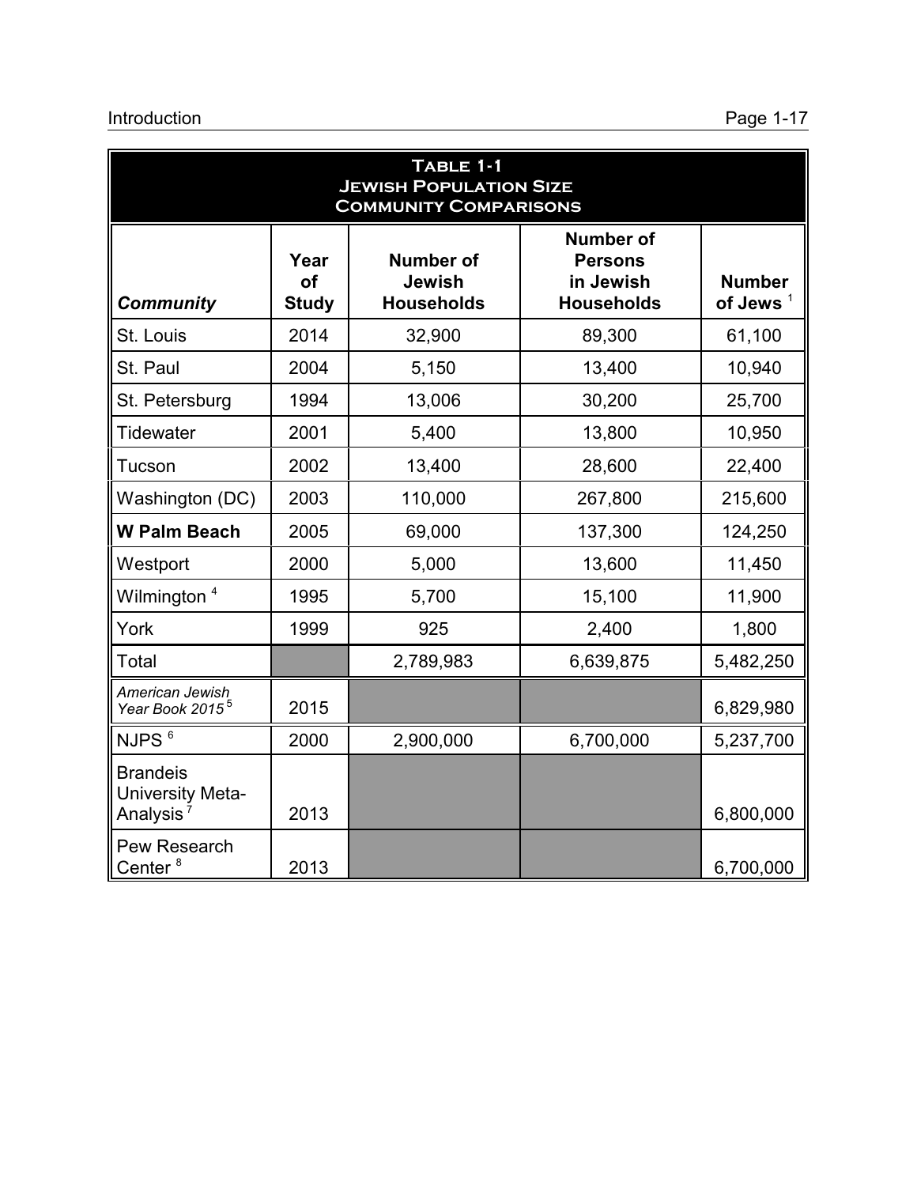**Table 1-1**
**Jewish Population Size**
**Community Comparisons**

| *Community* | Year of Study | Number of Jewish Households | Number of Persons in Jewish Households | Number of Jews [1] |
|---|---|---|---|---|
| St. Louis | 2014 | 32,900 | 89,300 | 61,100 |
| St. Paul | 2004 | 5,150 | 13,400 | 10,940 |
| St. Petersburg | 1994 | 13,006 | 30,200 | 25,700 |
| Tidewater | 2001 | 5,400 | 13,800 | 10,950 |
| Tucson | 2002 | 13,400 | 28,600 | 22,400 |
| Washington (DC) | 2003 | 110,000 | 267,800 | 215,600 |
| **W Palm Beach** | 2005 | 69,000 | 137,300 | 124,250 |
| Westport | 2000 | 5,000 | 13,600 | 11,450 |
| Wilmington [4] | 1995 | 5,700 | 15,100 | 11,900 |
| York | 1999 | 925 | 2,400 | 1,800 |
| Total | | 2,789,983 | 6,639,875 | 5,482,250 |
| *American Jewish Year Book 2015* [5] | 2015 | | | 6,829,980 |
| NJPS [6] | 2000 | 2,900,000 | 6,700,000 | 5,237,700 |
| Brandeis University Meta-Analysis [7] | 2013 | | | 6,800,000 |
| Pew Research Center [8] | 2013 | | | 6,700,000 |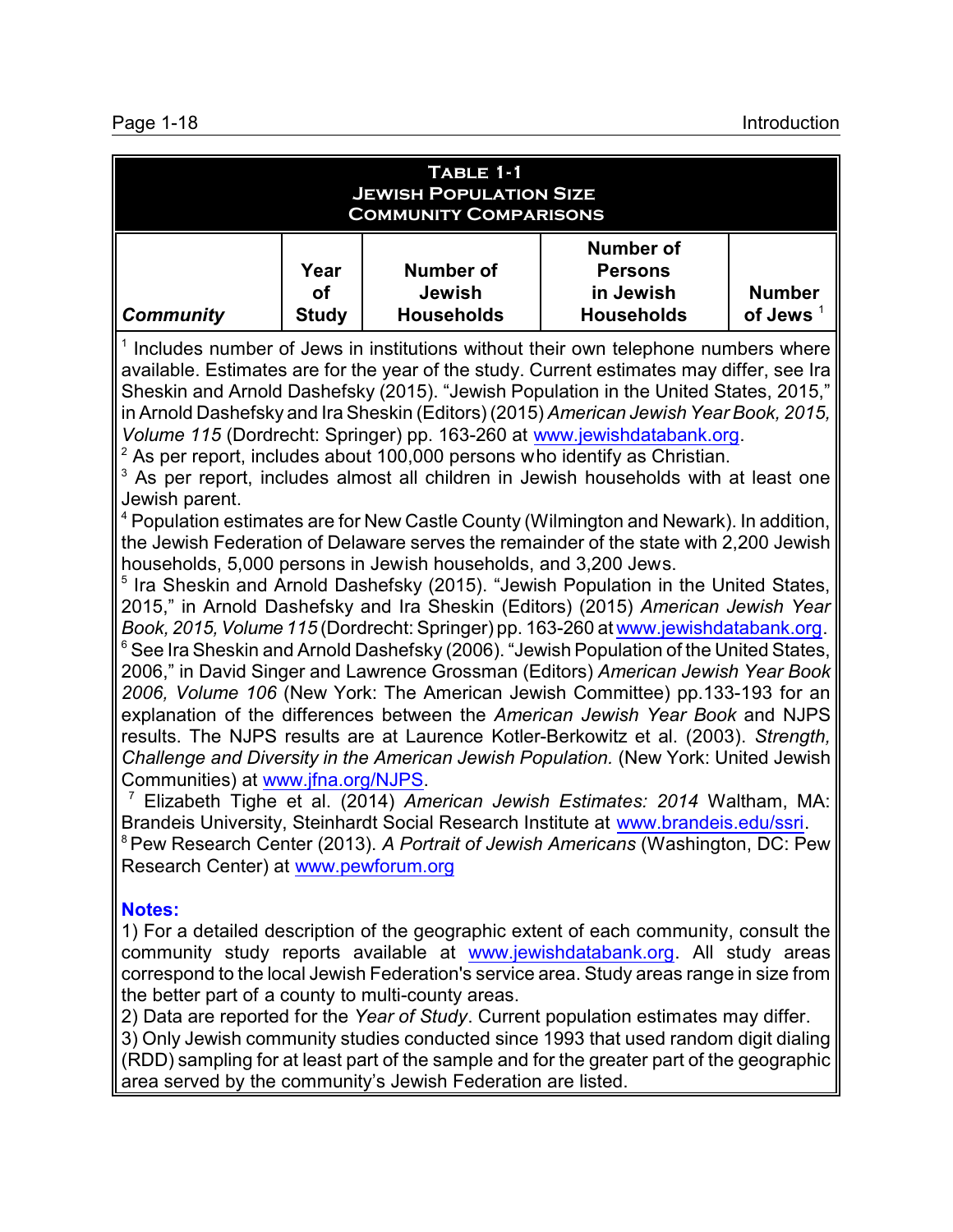**Table 1-1**
**Jewish Population Size**
**Community Comparisons**

| *Community* | Year of Study | Number of Jewish Households | Number of Persons in Jewish Households | Number of Jews [1] |
|---|---|---|---|---|

[1] Includes number of Jews in institutions without their own telephone numbers where available. Estimates are for the year of the study. Current estimates may differ, see Ira Sheskin and Arnold Dashefsky (2015). "Jewish Population in the United States, 2015," in Arnold Dashefsky and Ira Sheskin (Editors) (2015) *American Jewish Year Book, 2015, Volume 115* (Dordrecht: Springer) pp. 163-260 at www.jewishdatabank.org.

[2] As per report, includes about 100,000 persons who identify as Christian.

[3] As per report, includes almost all children in Jewish households with at least one Jewish parent.

[4] Population estimates are for New Castle County (Wilmington and Newark). In addition, the Jewish Federation of Delaware serves the remainder of the state with 2,200 Jewish households, 5,000 persons in Jewish households, and 3,200 Jews.

[5] Ira Sheskin and Arnold Dashefsky (2015). "Jewish Population in the United States, 2015," in Arnold Dashefsky and Ira Sheskin (Editors) (2015) *American Jewish Year Book, 2015, Volume 115* (Dordrecht: Springer) pp. 163-260 at www.jewishdatabank.org.

[6] See Ira Sheskin and Arnold Dashefsky (2006). "Jewish Population of the United States, 2006," in David Singer and Lawrence Grossman (Editors) *American Jewish Year Book 2006, Volume 106* (New York: The American Jewish Committee) pp.133-193 for an explanation of the differences between the *American Jewish Year Book* and NJPS results. The NJPS results are at Laurence Kotler-Berkowitz et al. (2003). *Strength, Challenge and Diversity in the American Jewish Population.* (New York: United Jewish Communities) at www.jfna.org/NJPS.

[7] Elizabeth Tighe et al. (2014) *American Jewish Estimates: 2014* Waltham, MA: Brandeis University, Steinhardt Social Research Institute at www.brandeis.edu/ssri.

[8] Pew Research Center (2013). *A Portrait of Jewish Americans* (Washington, DC: Pew Research Center) at www.pewforum.org

**Notes:**

1) For a detailed description of the geographic extent of each community, consult the community study reports available at www.jewishdatabank.org. All study areas correspond to the local Jewish Federation's service area. Study areas range in size from the better part of a county to multi-county areas.

2) Data are reported for the *Year of Study*. Current population estimates may differ.

3) Only Jewish community studies conducted since 1993 that used random digit dialing (RDD) sampling for at least part of the sample and for the greater part of the geographic area served by the community's Jewish Federation are listed.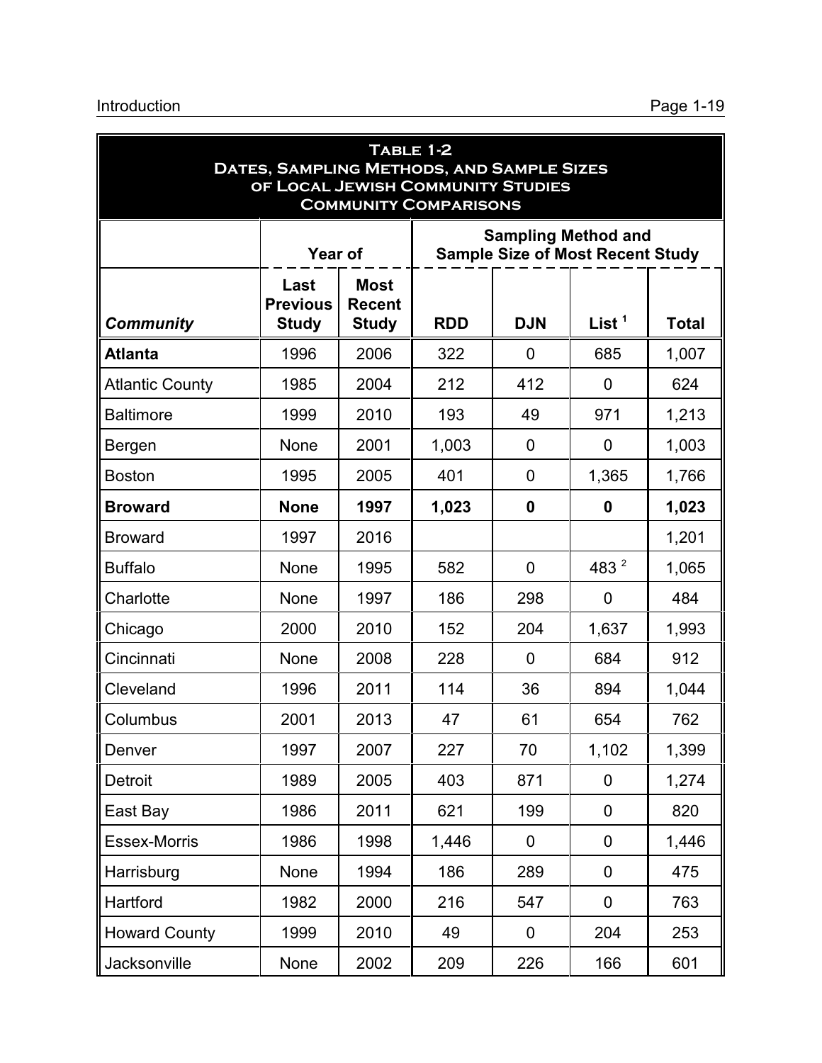| **Table 1-2 Dates, Sampling Methods, and Sample Sizes of Local Jewish Community Studies Community Comparisons** | | | | | | |
|---|---|---|---|---|---|---|
| | **Year of** | | **Sampling Method and Sample Size of Most Recent Study** | | | |
| ***Community*** | **Last Previous Study** | **Most Recent Study** | **RDD** | **DJN** | **List [1]** | **Total** |
| **Atlanta** | 1996 | 2006 | 322 | 0 | 685 | 1,007 |
| Atlantic County | 1985 | 2004 | 212 | 412 | 0 | 624 |
| Baltimore | 1999 | 2010 | 193 | 49 | 971 | 1,213 |
| Bergen | None | 2001 | 1,003 | 0 | 0 | 1,003 |
| Boston | 1995 | 2005 | 401 | 0 | 1,365 | 1,766 |
| **Broward** | **None** | **1997** | **1,023** | **0** | **0** | **1,023** |
| Broward | 1997 | 2016 | | | | 1,201 |
| Buffalo | None | 1995 | 582 | 0 | 483 [2] | 1,065 |
| Charlotte | None | 1997 | 186 | 298 | 0 | 484 |
| Chicago | 2000 | 2010 | 152 | 204 | 1,637 | 1,993 |
| Cincinnati | None | 2008 | 228 | 0 | 684 | 912 |
| Cleveland | 1996 | 2011 | 114 | 36 | 894 | 1,044 |
| Columbus | 2001 | 2013 | 47 | 61 | 654 | 762 |
| Denver | 1997 | 2007 | 227 | 70 | 1,102 | 1,399 |
| Detroit | 1989 | 2005 | 403 | 871 | 0 | 1,274 |
| East Bay | 1986 | 2011 | 621 | 199 | 0 | 820 |
| Essex-Morris | 1986 | 1998 | 1,446 | 0 | 0 | 1,446 |
| Harrisburg | None | 1994 | 186 | 289 | 0 | 475 |
| Hartford | 1982 | 2000 | 216 | 547 | 0 | 763 |
| Howard County | 1999 | 2010 | 49 | 0 | 204 | 253 |
| Jacksonville | None | 2002 | 209 | 226 | 166 | 601 |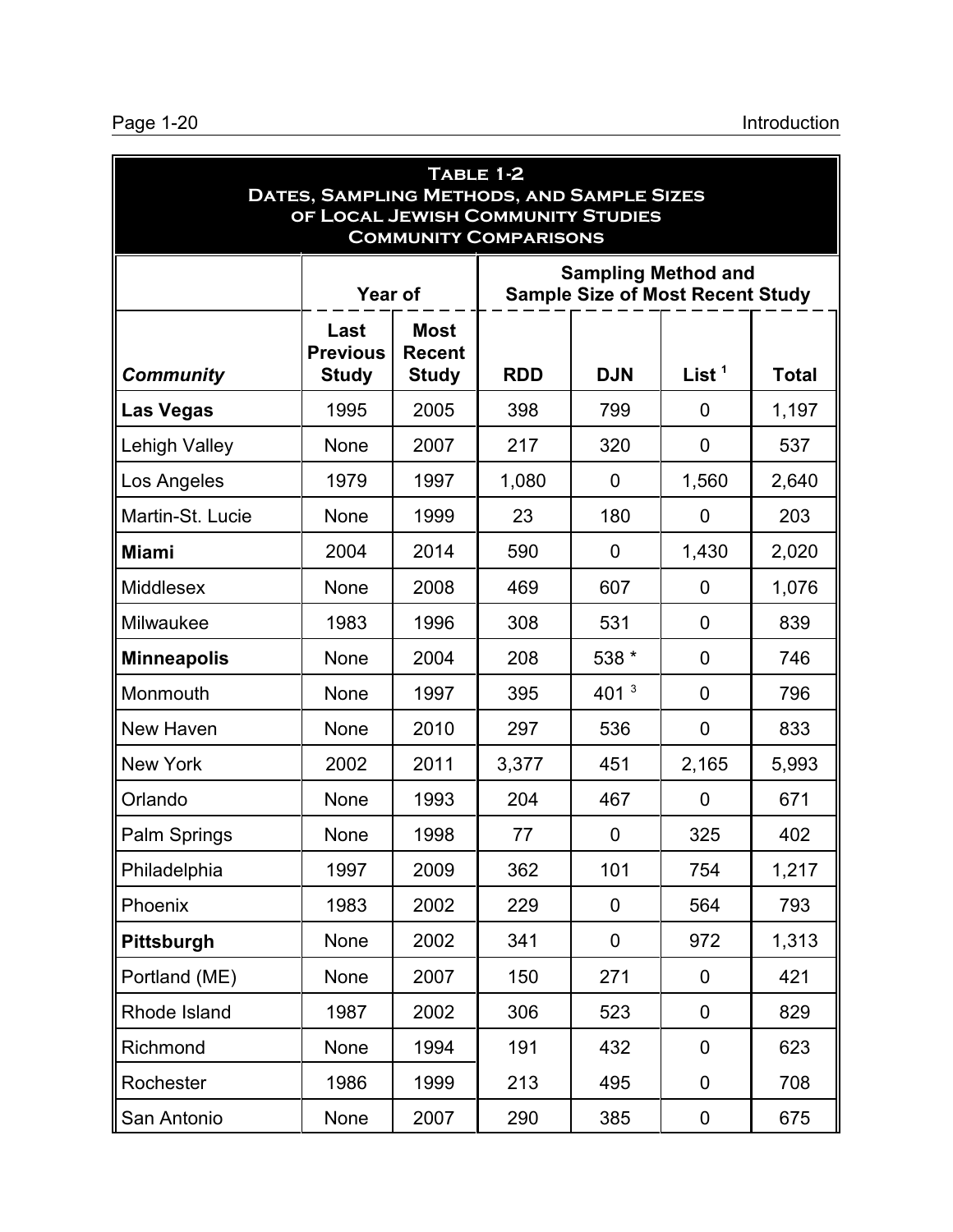**Table 1-2**
**Dates, Sampling Methods, and Sample Sizes of Local Jewish Community Studies**
**Community Comparisons**

| | Year of | | Sampling Method and Sample Size of Most Recent Study | | | |
|---|---|---|---|---|---|---|
| ***Community*** | **Last Previous Study** | **Most Recent Study** | **RDD** | **DJN** | **List [1]** | **Total** |
| **Las Vegas** | 1995 | 2005 | 398 | 799 | 0 | 1,197 |
| Lehigh Valley | None | 2007 | 217 | 320 | 0 | 537 |
| Los Angeles | 1979 | 1997 | 1,080 | 0 | 1,560 | 2,640 |
| Martin-St. Lucie | None | 1999 | 23 | 180 | 0 | 203 |
| **Miami** | 2004 | 2014 | 590 | 0 | 1,430 | 2,020 |
| Middlesex | None | 2008 | 469 | 607 | 0 | 1,076 |
| Milwaukee | 1983 | 1996 | 308 | 531 | 0 | 839 |
| **Minneapolis** | None | 2004 | 208 | 538 * | 0 | 746 |
| Monmouth | None | 1997 | 395 | 401 [3] | 0 | 796 |
| New Haven | None | 2010 | 297 | 536 | 0 | 833 |
| New York | 2002 | 2011 | 3,377 | 451 | 2,165 | 5,993 |
| Orlando | None | 1993 | 204 | 467 | 0 | 671 |
| Palm Springs | None | 1998 | 77 | 0 | 325 | 402 |
| Philadelphia | 1997 | 2009 | 362 | 101 | 754 | 1,217 |
| Phoenix | 1983 | 2002 | 229 | 0 | 564 | 793 |
| **Pittsburgh** | None | 2002 | 341 | 0 | 972 | 1,313 |
| Portland (ME) | None | 2007 | 150 | 271 | 0 | 421 |
| Rhode Island | 1987 | 2002 | 306 | 523 | 0 | 829 |
| Richmond | None | 1994 | 191 | 432 | 0 | 623 |
| Rochester | 1986 | 1999 | 213 | 495 | 0 | 708 |
| San Antonio | None | 2007 | 290 | 385 | 0 | 675 |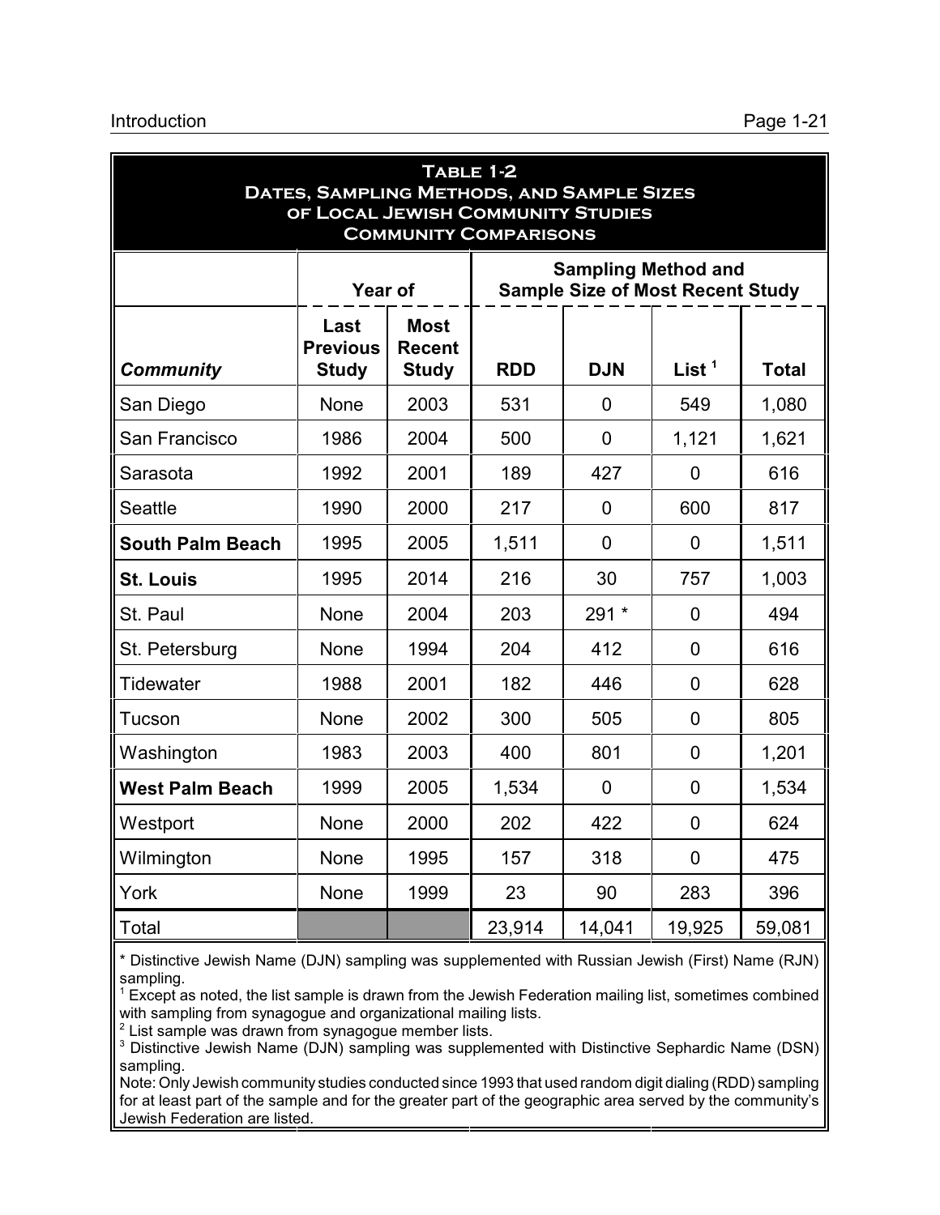**Table 1-2**
**Dates, Sampling Methods, and Sample Sizes of Local Jewish Community Studies**
**Community Comparisons**

| | Year of | | Sampling Method and Sample Size of Most Recent Study | | | |
|---|---|---|---|---|---|---|
| ***Community*** | **Last Previous Study** | **Most Recent Study** | **RDD** | **DJN** | **List** [1] | **Total** |
| San Diego | None | 2003 | 531 | 0 | 549 | 1,080 |
| San Francisco | 1986 | 2004 | 500 | 0 | 1,121 | 1,621 |
| Sarasota | 1992 | 2001 | 189 | 427 | 0 | 616 |
| Seattle | 1990 | 2000 | 217 | 0 | 600 | 817 |
| **South Palm Beach** | 1995 | 2005 | 1,511 | 0 | 0 | 1,511 |
| **St. Louis** | 1995 | 2014 | 216 | 30 | 757 | 1,003 |
| St. Paul | None | 2004 | 203 | 291 * | 0 | 494 |
| St. Petersburg | None | 1994 | 204 | 412 | 0 | 616 |
| Tidewater | 1988 | 2001 | 182 | 446 | 0 | 628 |
| Tucson | None | 2002 | 300 | 505 | 0 | 805 |
| Washington | 1983 | 2003 | 400 | 801 | 0 | 1,201 |
| **West Palm Beach** | 1999 | 2005 | 1,534 | 0 | 0 | 1,534 |
| Westport | None | 2000 | 202 | 422 | 0 | 624 |
| Wilmington | None | 1995 | 157 | 318 | 0 | 475 |
| York | None | 1999 | 23 | 90 | 283 | 396 |
| Total | | | 23,914 | 14,041 | 19,925 | 59,081 |

\* Distinctive Jewish Name (DJN) sampling was supplemented with Russian Jewish (First) Name (RJN) sampling.

[1] Except as noted, the list sample is drawn from the Jewish Federation mailing list, sometimes combined with sampling from synagogue and organizational mailing lists.

[2] List sample was drawn from synagogue member lists.

[3] Distinctive Jewish Name (DJN) sampling was supplemented with Distinctive Sephardic Name (DSN) sampling.

Note: Only Jewish community studies conducted since 1993 that used random digit dialing (RDD) sampling for at least part of the sample and for the greater part of the geographic area served by the community's Jewish Federation are listed.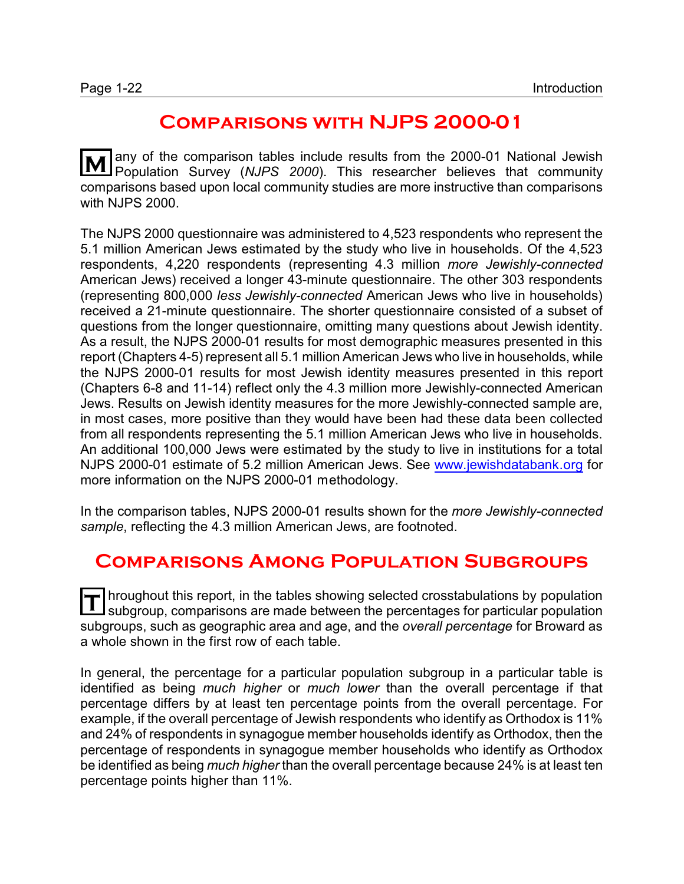## Comparisons with NJPS 2000-01

Many of the comparison tables include results from the 2000-01 National Jewish Population Survey (*NJPS 2000*). This researcher believes that community comparisons based upon local community studies are more instructive than comparisons with NJPS 2000.

The NJPS 2000 questionnaire was administered to 4,523 respondents who represent the 5.1 million American Jews estimated by the study who live in households. Of the 4,523 respondents, 4,220 respondents (representing 4.3 million *more Jewishly-connected* American Jews) received a longer 43-minute questionnaire. The other 303 respondents (representing 800,000 *less Jewishly-connected* American Jews who live in households) received a 21-minute questionnaire. The shorter questionnaire consisted of a subset of questions from the longer questionnaire, omitting many questions about Jewish identity. As a result, the NJPS 2000-01 results for most demographic measures presented in this report (Chapters 4-5) represent all 5.1 million American Jews who live in households, while the NJPS 2000-01 results for most Jewish identity measures presented in this report (Chapters 6-8 and 11-14) reflect only the 4.3 million more Jewishly-connected American Jews. Results on Jewish identity measures for the more Jewishly-connected sample are, in most cases, more positive than they would have been had these data been collected from all respondents representing the 5.1 million American Jews who live in households. An additional 100,000 Jews were estimated by the study to live in institutions for a total NJPS 2000-01 estimate of 5.2 million American Jews. See www.jewishdatabank.org for more information on the NJPS 2000-01 methodology.

In the comparison tables, NJPS 2000-01 results shown for the *more Jewishly-connected sample*, reflecting the 4.3 million American Jews, are footnoted.

## Comparisons Among Population Subgroups

Throughout this report, in the tables showing selected crosstabulations by population subgroup, comparisons are made between the percentages for particular population subgroups, such as geographic area and age, and the *overall percentage* for Broward as a whole shown in the first row of each table.

In general, the percentage for a particular population subgroup in a particular table is identified as being *much higher* or *much lower* than the overall percentage if that percentage differs by at least ten percentage points from the overall percentage. For example, if the overall percentage of Jewish respondents who identify as Orthodox is 11% and 24% of respondents in synagogue member households identify as Orthodox, then the percentage of respondents in synagogue member households who identify as Orthodox be identified as being *much higher* than the overall percentage because 24% is at least ten percentage points higher than 11%.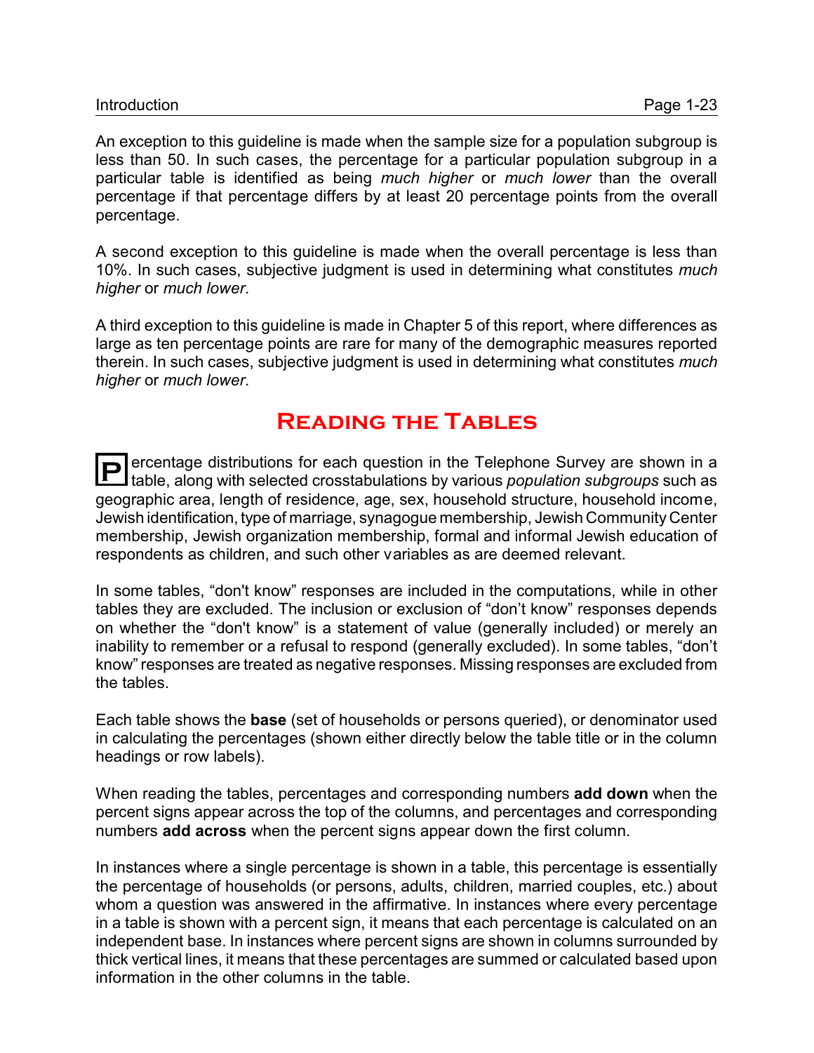An exception to this guideline is made when the sample size for a population subgroup is less than 50. In such cases, the percentage for a particular population subgroup in a particular table is identified as being *much higher* or *much lower* than the overall percentage if that percentage differs by at least 20 percentage points from the overall percentage.

A second exception to this guideline is made when the overall percentage is less than 10%. In such cases, subjective judgment is used in determining what constitutes *much higher* or *much lower*.

A third exception to this guideline is made in Chapter 5 of this report, where differences as large as ten percentage points are rare for many of the demographic measures reported therein. In such cases, subjective judgment is used in determining what constitutes *much higher* or *much lower*.

## Reading the Tables

Percentage distributions for each question in the Telephone Survey are shown in a table, along with selected crosstabulations by various *population subgroups* such as geographic area, length of residence, age, sex, household structure, household income, Jewish identification, type of marriage, synagogue membership, Jewish Community Center membership, Jewish organization membership, formal and informal Jewish education of respondents as children, and such other variables as are deemed relevant.

In some tables, "don't know" responses are included in the computations, while in other tables they are excluded. The inclusion or exclusion of "don't know" responses depends on whether the "don't know" is a statement of value (generally included) or merely an inability to remember or a refusal to respond (generally excluded). In some tables, "don't know" responses are treated as negative responses. Missing responses are excluded from the tables.

Each table shows the **base** (set of households or persons queried), or denominator used in calculating the percentages (shown either directly below the table title or in the column headings or row labels).

When reading the tables, percentages and corresponding numbers **add down** when the percent signs appear across the top of the columns, and percentages and corresponding numbers **add across** when the percent signs appear down the first column.

In instances where a single percentage is shown in a table, this percentage is essentially the percentage of households (or persons, adults, children, married couples, etc.) about whom a question was answered in the affirmative. In instances where every percentage in a table is shown with a percent sign, it means that each percentage is calculated on an independent base. In instances where percent signs are shown in columns surrounded by thick vertical lines, it means that these percentages are summed or calculated based upon information in the other columns in the table.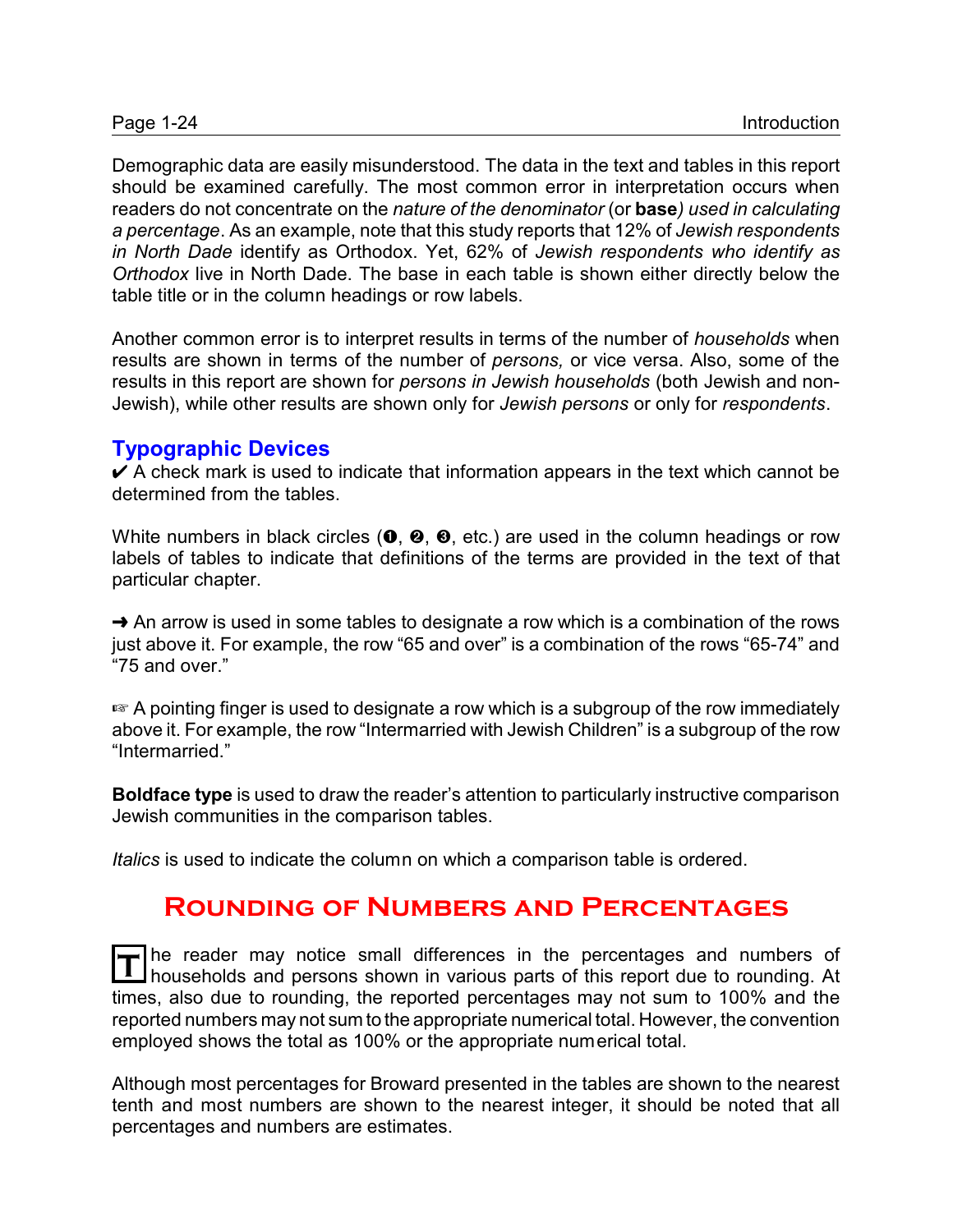Demographic data are easily misunderstood. The data in the text and tables in this report should be examined carefully. The most common error in interpretation occurs when readers do not concentrate on the *nature of the denominator* (or **base**) *used in calculating a percentage*. As an example, note that this study reports that 12% of *Jewish respondents in North Dade* identify as Orthodox. Yet, 62% of *Jewish respondents who identify as Orthodox* live in North Dade. The base in each table is shown either directly below the table title or in the column headings or row labels.

Another common error is to interpret results in terms of the number of *households* when results are shown in terms of the number of *persons,* or vice versa. Also, some of the results in this report are shown for *persons in Jewish households* (both Jewish and non-Jewish), while other results are shown only for *Jewish persons* or only for *respondents*.

## Typographic Devices

✔ A check mark is used to indicate that information appears in the text which cannot be determined from the tables.

White numbers in black circles (❶, ❷, ❸, etc.) are used in the column headings or row labels of tables to indicate that definitions of the terms are provided in the text of that particular chapter.

➜ An arrow is used in some tables to designate a row which is a combination of the rows just above it. For example, the row “65 and over” is a combination of the rows “65-74” and “75 and over.”

☞ A pointing finger is used to designate a row which is a subgroup of the row immediately above it. For example, the row “Intermarried with Jewish Children” is a subgroup of the row “Intermarried.”

**Boldface type** is used to draw the reader’s attention to particularly instructive comparison Jewish communities in the comparison tables.

*Italics* is used to indicate the column on which a comparison table is ordered.

# Rounding of Numbers and Percentages

The reader may notice small differences in the percentages and numbers of households and persons shown in various parts of this report due to rounding. At times, also due to rounding, the reported percentages may not sum to 100% and the reported numbers may not sum to the appropriate numerical total. However, the convention employed shows the total as 100% or the appropriate numerical total.

Although most percentages for Broward presented in the tables are shown to the nearest tenth and most numbers are shown to the nearest integer, it should be noted that all percentages and numbers are estimates.